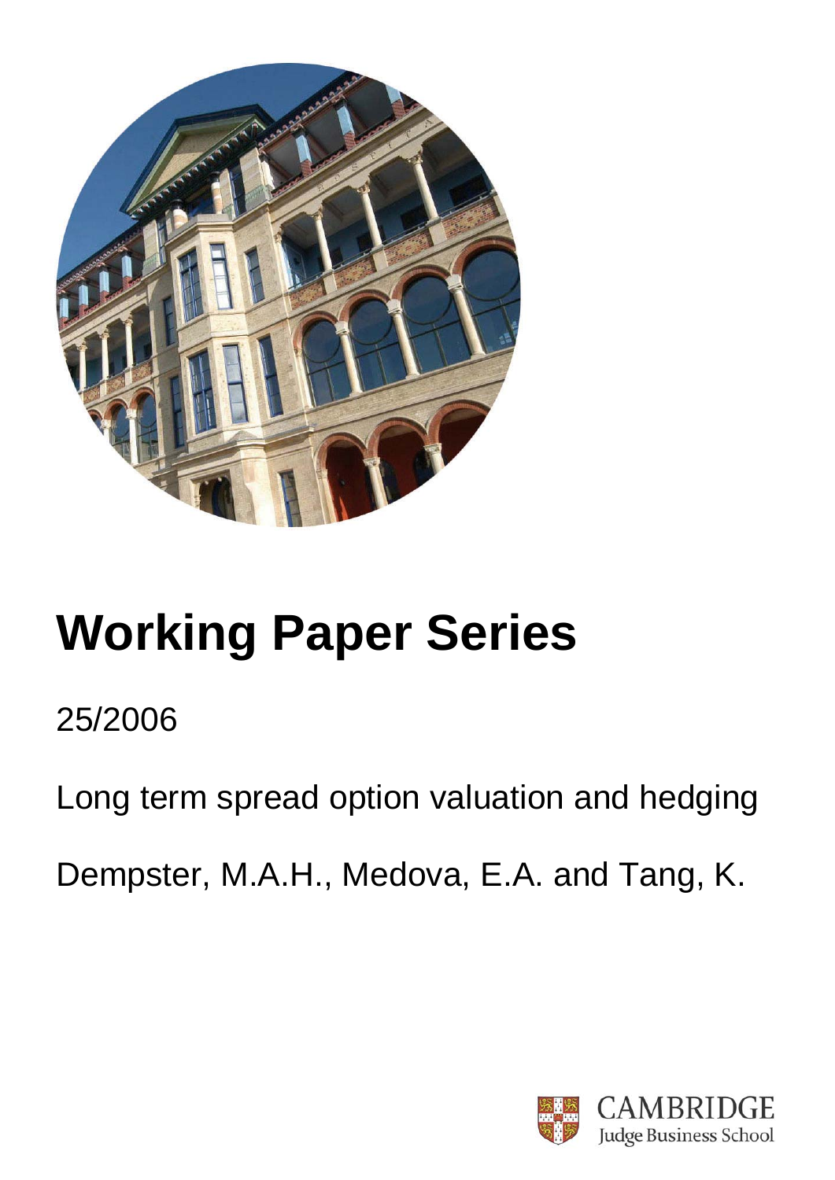# Working Paper Series

25/2006

Long term spread option valuation and hedging

Dempster, M.A.H., Medova, E.A. and Tang, K.

CAMBRIDGE
Judge Business School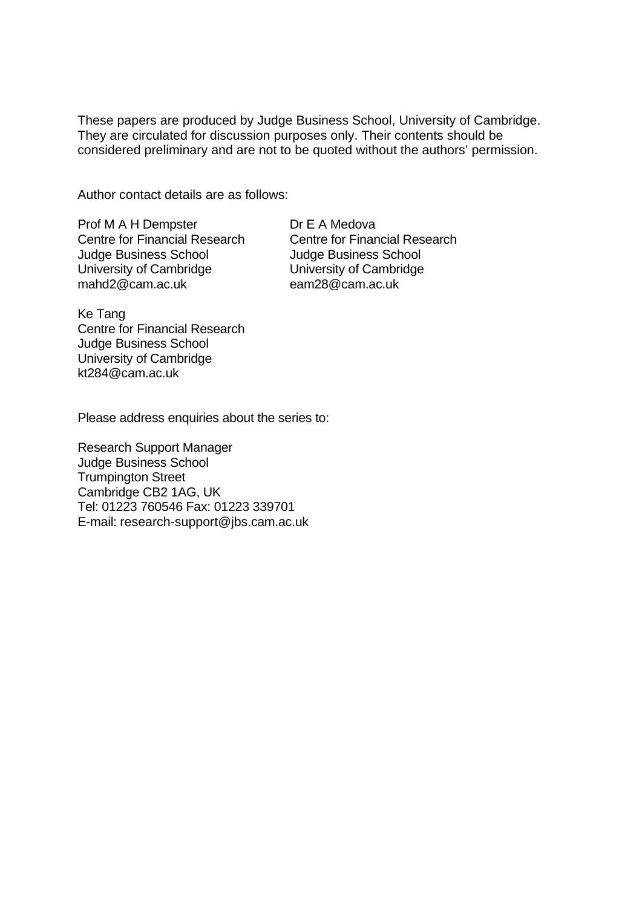These papers are produced by Judge Business School, University of Cambridge. They are circulated for discussion purposes only. Their contents should be considered preliminary and are not to be quoted without the authors' permission.

Author contact details are as follows:

Prof M A H Dempster
Centre for Financial Research
Judge Business School
University of Cambridge
mahd2@cam.ac.uk

Dr E A Medova
Centre for Financial Research
Judge Business School
University of Cambridge
eam28@cam.ac.uk

Ke Tang
Centre for Financial Research
Judge Business School
University of Cambridge
kt284@cam.ac.uk

Please address enquiries about the series to:

Research Support Manager
Judge Business School
Trumpington Street
Cambridge CB2 1AG, UK
Tel: 01223 760546 Fax: 01223 339701
E-mail: research-support@jbs.cam.ac.uk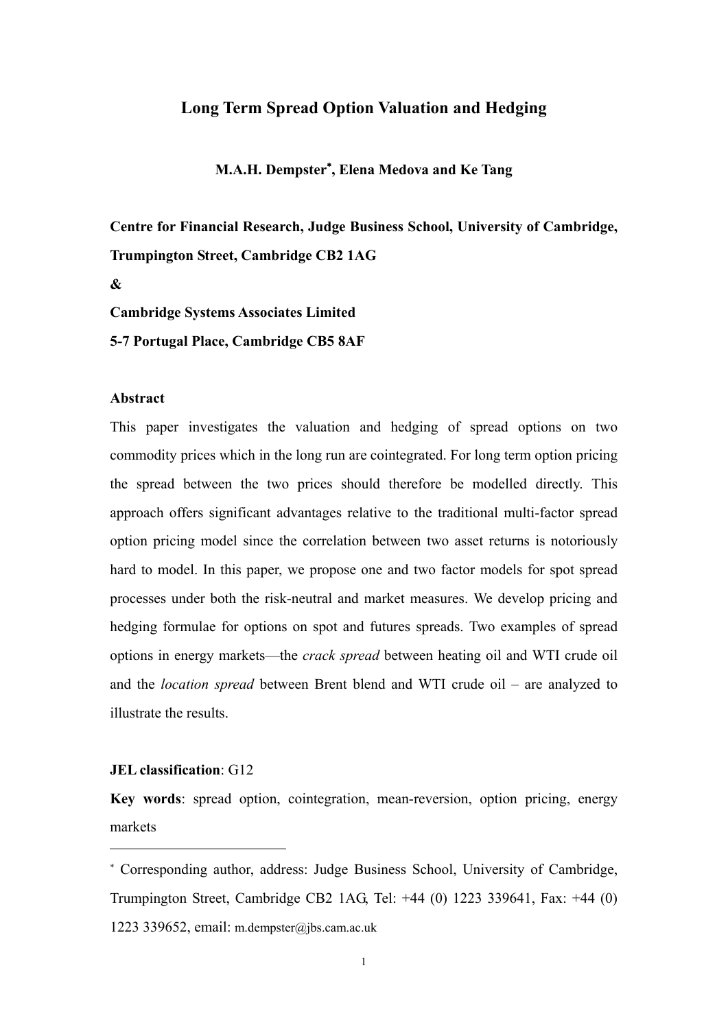# Long Term Spread Option Valuation and Hedging

**M.A.H. Dempster*, Elena Medova and Ke Tang**

**Centre for Financial Research, Judge Business School, University of Cambridge, Trumpington Street, Cambridge CB2 1AG**

**&**

**Cambridge Systems Associates Limited**

**5-7 Portugal Place, Cambridge CB5 8AF**

**Abstract**

This paper investigates the valuation and hedging of spread options on two commodity prices which in the long run are cointegrated. For long term option pricing the spread between the two prices should therefore be modelled directly. This approach offers significant advantages relative to the traditional multi-factor spread option pricing model since the correlation between two asset returns is notoriously hard to model. In this paper, we propose one and two factor models for spot spread processes under both the risk-neutral and market measures. We develop pricing and hedging formulae for options on spot and futures spreads. Two examples of spread options in energy markets—the *crack spread* between heating oil and WTI crude oil and the *location spread* between Brent blend and WTI crude oil – are analyzed to illustrate the results.

**JEL classification**: G12

**Key words**: spread option, cointegration, mean-reversion, option pricing, energy markets

---

* Corresponding author, address: Judge Business School, University of Cambridge, Trumpington Street, Cambridge CB2 1AG, Tel: +44 (0) 1223 339641, Fax: +44 (0) 1223 339652, email: m.dempster@jbs.cam.ac.uk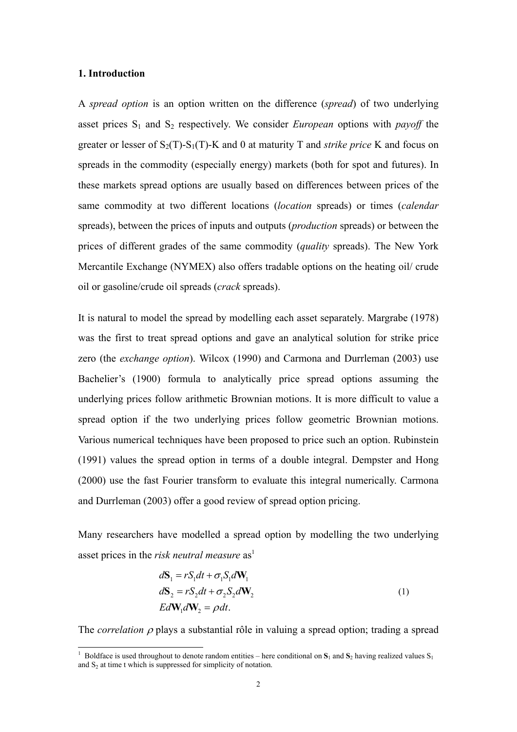## 1. Introduction

A *spread option* is an option written on the difference (*spread*) of two underlying asset prices $S_1$ and $S_2$ respectively. We consider *European* options with *payoff* the greater or lesser of $S_2(T)$-$S_1(T)$-K and 0 at maturity T and *strike price* K and focus on spreads in the commodity (especially energy) markets (both for spot and futures). In these markets spread options are usually based on differences between prices of the same commodity at two different locations (*location* spreads) or times (*calendar* spreads), between the prices of inputs and outputs (*production* spreads) or between the prices of different grades of the same commodity (*quality* spreads). The New York Mercantile Exchange (NYMEX) also offers tradable options on the heating oil/ crude oil or gasoline/crude oil spreads (*crack* spreads).

It is natural to model the spread by modelling each asset separately. Margrabe (1978) was the first to treat spread options and gave an analytical solution for strike price zero (the *exchange option*). Wilcox (1990) and Carmona and Durrleman (2003) use Bachelier's (1900) formula to analytically price spread options assuming the underlying prices follow arithmetic Brownian motions. It is more difficult to value a spread option if the two underlying prices follow geometric Brownian motions. Various numerical techniques have been proposed to price such an option. Rubinstein (1991) values the spread option in terms of a double integral. Dempster and Hong (2000) use the fast Fourier transform to evaluate this integral numerically. Carmona and Durrleman (2003) offer a good review of spread option pricing.

Many researchers have modelled a spread option by modelling the two underlying asset prices in the *risk neutral measure* as[1]

$$
\begin{aligned}
d\mathbf{S}_1 &= rS_1 dt + \sigma_1 S_1 d\mathbf{W}_1 \\
d\mathbf{S}_2 &= rS_2 dt + \sigma_2 S_2 d\mathbf{W}_2 \\
Ed\mathbf{W}_1 d\mathbf{W}_2 &= \rho dt.
\end{aligned}
\tag{1}
$$

The *correlation* $\rho$ plays a substantial rôle in valuing a spread option; trading a spread

[1] Boldface is used throughout to denote random entities – here conditional on $\mathbf{S}_1$ and $\mathbf{S}_2$ having realized values $S_1$ and $S_2$ at time t which is suppressed for simplicity of notation.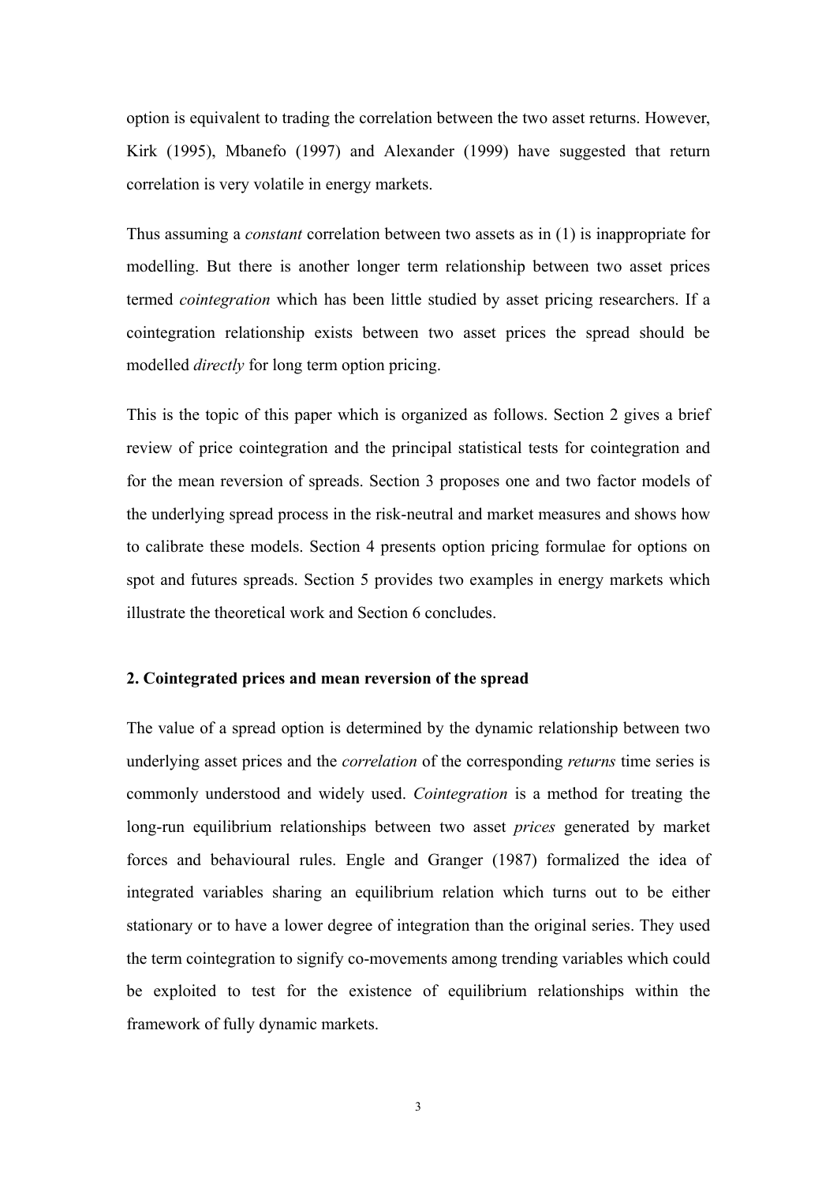option is equivalent to trading the correlation between the two asset returns. However, Kirk (1995), Mbanefo (1997) and Alexander (1999) have suggested that return correlation is very volatile in energy markets.

Thus assuming a *constant* correlation between two assets as in (1) is inappropriate for modelling. But there is another longer term relationship between two asset prices termed *cointegration* which has been little studied by asset pricing researchers. If a cointegration relationship exists between two asset prices the spread should be modelled *directly* for long term option pricing.

This is the topic of this paper which is organized as follows. Section 2 gives a brief review of price cointegration and the principal statistical tests for cointegration and for the mean reversion of spreads. Section 3 proposes one and two factor models of the underlying spread process in the risk-neutral and market measures and shows how to calibrate these models. Section 4 presents option pricing formulae for options on spot and futures spreads. Section 5 provides two examples in energy markets which illustrate the theoretical work and Section 6 concludes.

## 2. Cointegrated prices and mean reversion of the spread

The value of a spread option is determined by the dynamic relationship between two underlying asset prices and the *correlation* of the corresponding *returns* time series is commonly understood and widely used. *Cointegration* is a method for treating the long-run equilibrium relationships between two asset *prices* generated by market forces and behavioural rules. Engle and Granger (1987) formalized the idea of integrated variables sharing an equilibrium relation which turns out to be either stationary or to have a lower degree of integration than the original series. They used the term cointegration to signify co-movements among trending variables which could be exploited to test for the existence of equilibrium relationships within the framework of fully dynamic markets.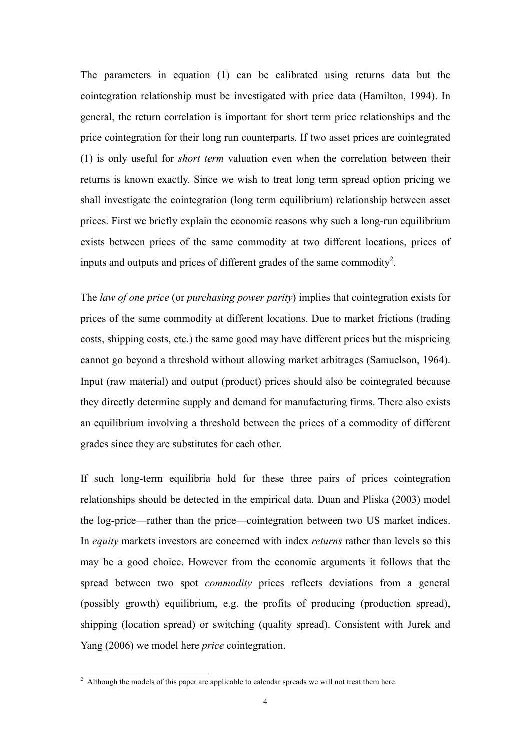The parameters in equation (1) can be calibrated using returns data but the cointegration relationship must be investigated with price data (Hamilton, 1994). In general, the return correlation is important for short term price relationships and the price cointegration for their long run counterparts. If two asset prices are cointegrated (1) is only useful for *short term* valuation even when the correlation between their returns is known exactly. Since we wish to treat long term spread option pricing we shall investigate the cointegration (long term equilibrium) relationship between asset prices. First we briefly explain the economic reasons why such a long-run equilibrium exists between prices of the same commodity at two different locations, prices of inputs and outputs and prices of different grades of the same commodity[2].

The *law of one price* (or *purchasing power parity*) implies that cointegration exists for prices of the same commodity at different locations. Due to market frictions (trading costs, shipping costs, etc.) the same good may have different prices but the mispricing cannot go beyond a threshold without allowing market arbitrages (Samuelson, 1964). Input (raw material) and output (product) prices should also be cointegrated because they directly determine supply and demand for manufacturing firms. There also exists an equilibrium involving a threshold between the prices of a commodity of different grades since they are substitutes for each other.

If such long-term equilibria hold for these three pairs of prices cointegration relationships should be detected in the empirical data. Duan and Pliska (2003) model the log-price—rather than the price—cointegration between two US market indices. In *equity* markets investors are concerned with index *returns* rather than levels so this may be a good choice. However from the economic arguments it follows that the spread between two spot *commodity* prices reflects deviations from a general (possibly growth) equilibrium, e.g. the profits of producing (production spread), shipping (location spread) or switching (quality spread). Consistent with Jurek and Yang (2006) we model here *price* cointegration.

[2] Although the models of this paper are applicable to calendar spreads we will not treat them here.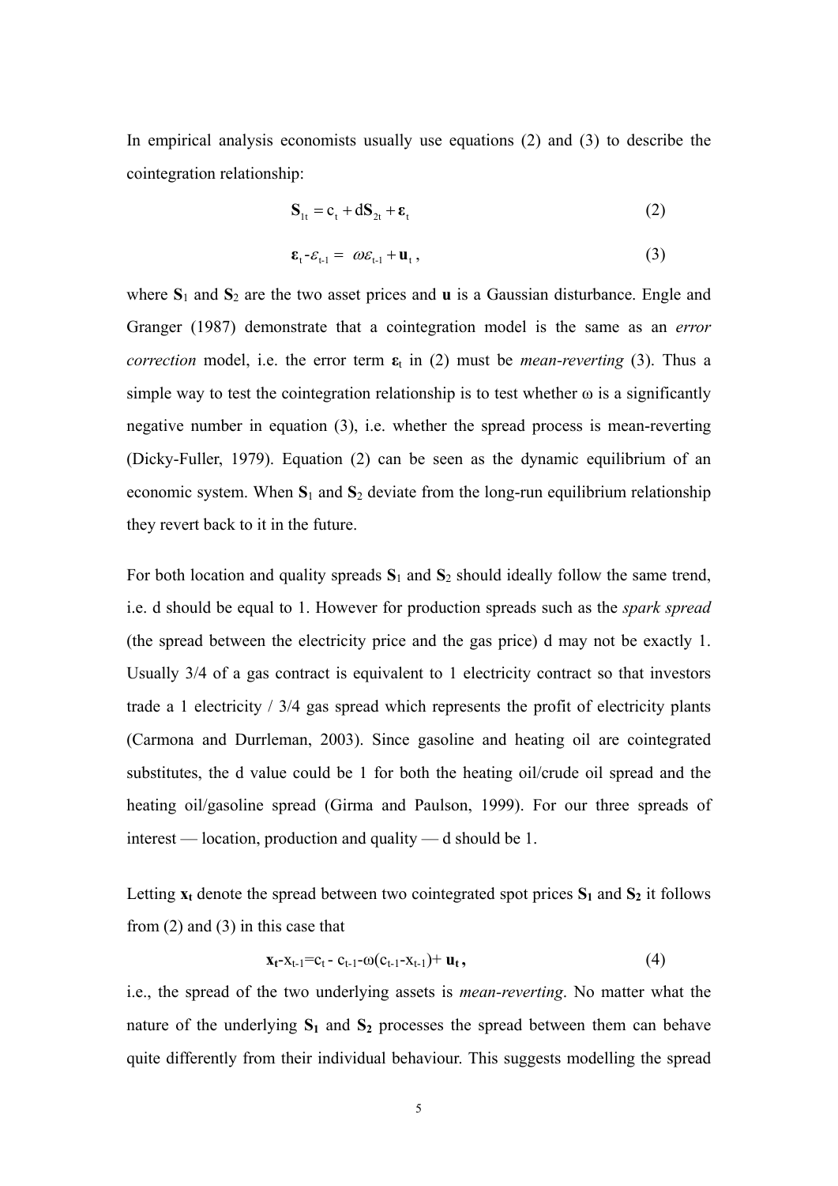In empirical analysis economists usually use equations (2) and (3) to describe the cointegration relationship:

$$\mathbf{S}_{1t} = c_t + d\mathbf{S}_{2t} + \boldsymbol{\varepsilon}_t \tag{2}$$

$$\boldsymbol{\varepsilon}_t - \varepsilon_{t-1} = \omega\varepsilon_{t-1} + \mathbf{u}_t\,, \tag{3}$$

where $\mathbf{S}_1$ and $\mathbf{S}_2$ are the two asset prices and $\mathbf{u}$ is a Gaussian disturbance. Engle and Granger (1987) demonstrate that a cointegration model is the same as an *error correction* model, i.e. the error term $\boldsymbol{\varepsilon}_t$ in (2) must be *mean-reverting* (3). Thus a simple way to test the cointegration relationship is to test whether $\omega$ is a significantly negative number in equation (3), i.e. whether the spread process is mean-reverting (Dicky-Fuller, 1979). Equation (2) can be seen as the dynamic equilibrium of an economic system. When $\mathbf{S}_1$ and $\mathbf{S}_2$ deviate from the long-run equilibrium relationship they revert back to it in the future.

For both location and quality spreads $\mathbf{S}_1$ and $\mathbf{S}_2$ should ideally follow the same trend, i.e. d should be equal to 1. However for production spreads such as the *spark spread* (the spread between the electricity price and the gas price) d may not be exactly 1. Usually 3/4 of a gas contract is equivalent to 1 electricity contract so that investors trade a 1 electricity / 3/4 gas spread which represents the profit of electricity plants (Carmona and Durrleman, 2003). Since gasoline and heating oil are cointegrated substitutes, the d value could be 1 for both the heating oil/crude oil spread and the heating oil/gasoline spread (Girma and Paulson, 1999). For our three spreads of interest — location, production and quality — d should be 1.

Letting $\mathbf{x}_t$ denote the spread between two cointegrated spot prices $\mathbf{S}_1$ and $\mathbf{S}_2$ it follows from (2) and (3) in this case that

$$\mathbf{x}_t - x_{t-1} = c_t - c_{t-1} - \omega(c_{t-1} - x_{t-1}) + \mathbf{u}_t\,, \tag{4}$$

i.e., the spread of the two underlying assets is *mean-reverting*. No matter what the nature of the underlying $\mathbf{S}_1$ and $\mathbf{S}_2$ processes the spread between them can behave quite differently from their individual behaviour. This suggests modelling the spread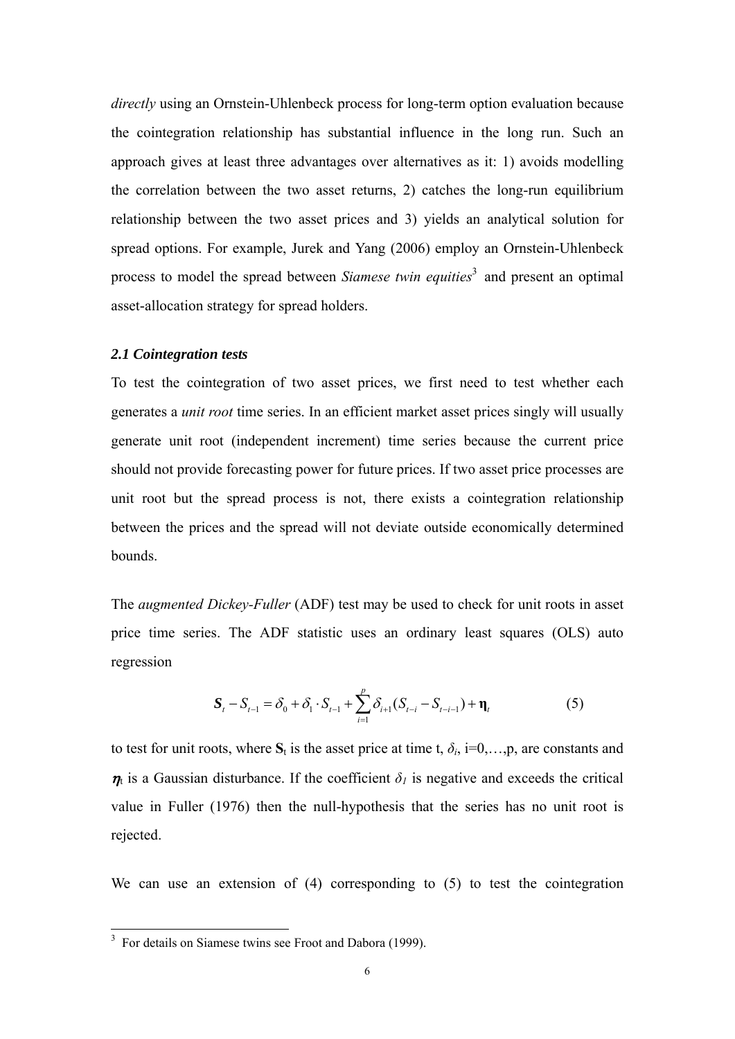*directly* using an Ornstein-Uhlenbeck process for long-term option evaluation because the cointegration relationship has substantial influence in the long run. Such an approach gives at least three advantages over alternatives as it: 1) avoids modelling the correlation between the two asset returns, 2) catches the long-run equilibrium relationship between the two asset prices and 3) yields an analytical solution for spread options. For example, Jurek and Yang (2006) employ an Ornstein-Uhlenbeck process to model the spread between *Siamese twin equities*[3] and present an optimal asset-allocation strategy for spread holders.

### *2.1 Cointegration tests*

To test the cointegration of two asset prices, we first need to test whether each generates a *unit root* time series. In an efficient market asset prices singly will usually generate unit root (independent increment) time series because the current price should not provide forecasting power for future prices. If two asset price processes are unit root but the spread process is not, there exists a cointegration relationship between the prices and the spread will not deviate outside economically determined bounds.

The *augmented Dickey-Fuller* (ADF) test may be used to check for unit roots in asset price time series. The ADF statistic uses an ordinary least squares (OLS) auto regression

$$\boldsymbol{S}_t - S_{t-1} = \delta_0 + \delta_1 \cdot S_{t-1} + \sum_{i=1}^{p} \delta_{i+1}(S_{t-i} - S_{t-i-1}) + \boldsymbol{\eta}_t \tag{5}$$

to test for unit roots, where $\mathbf{S}_t$ is the asset price at time t, $\delta_i$, i=0,…,p, are constants and $\boldsymbol{\eta}_t$ is a Gaussian disturbance. If the coefficient $\delta_1$ is negative and exceeds the critical value in Fuller (1976) then the null-hypothesis that the series has no unit root is rejected.

We can use an extension of (4) corresponding to (5) to test the cointegration

---

[3] For details on Siamese twins see Froot and Dabora (1999).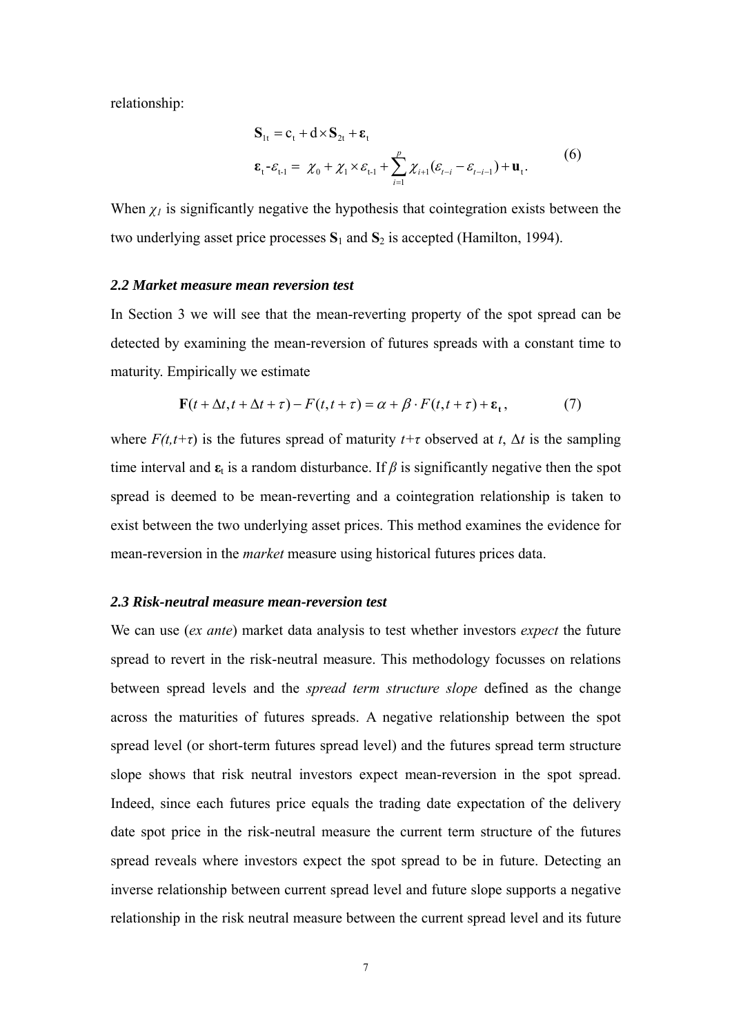relationship:

$$
\begin{aligned}
&\mathbf{S}_{1t} = c_t + d \times \mathbf{S}_{2t} + \boldsymbol{\varepsilon}_t \\
&\boldsymbol{\varepsilon}_t - \varepsilon_{t-1} = \chi_0 + \chi_1 \times \varepsilon_{t-1} + \sum_{i=1}^{p} \chi_{i+1}(\varepsilon_{t-i} - \varepsilon_{t-i-1}) + \mathbf{u}_t .
\end{aligned}
\tag{6}
$$

When $\chi_1$ is significantly negative the hypothesis that cointegration exists between the two underlying asset price processes $\mathbf{S}_1$ and $\mathbf{S}_2$ is accepted (Hamilton, 1994).

### *2.2 Market measure mean reversion test*

In Section 3 we will see that the mean-reverting property of the spot spread can be detected by examining the mean-reversion of futures spreads with a constant time to maturity. Empirically we estimate

$$
\mathbf{F}(t+\Delta t, t+\Delta t+\tau) - F(t, t+\tau) = \alpha + \beta \cdot F(t, t+\tau) + \boldsymbol{\varepsilon}_t , \tag{7}
$$

where $F(t,t+\tau)$ is the futures spread of maturity $t+\tau$ observed at $t$, $\Delta t$ is the sampling time interval and $\boldsymbol{\varepsilon}_t$ is a random disturbance. If $\beta$ is significantly negative then the spot spread is deemed to be mean-reverting and a cointegration relationship is taken to exist between the two underlying asset prices. This method examines the evidence for mean-reversion in the *market* measure using historical futures prices data.

### *2.3 Risk-neutral measure mean-reversion test*

We can use (*ex ante*) market data analysis to test whether investors *expect* the future spread to revert in the risk-neutral measure. This methodology focusses on relations between spread levels and the *spread term structure slope* defined as the change across the maturities of futures spreads. A negative relationship between the spot spread level (or short-term futures spread level) and the futures spread term structure slope shows that risk neutral investors expect mean-reversion in the spot spread. Indeed, since each futures price equals the trading date expectation of the delivery date spot price in the risk-neutral measure the current term structure of the futures spread reveals where investors expect the spot spread to be in future. Detecting an inverse relationship between current spread level and future slope supports a negative relationship in the risk neutral measure between the current spread level and its future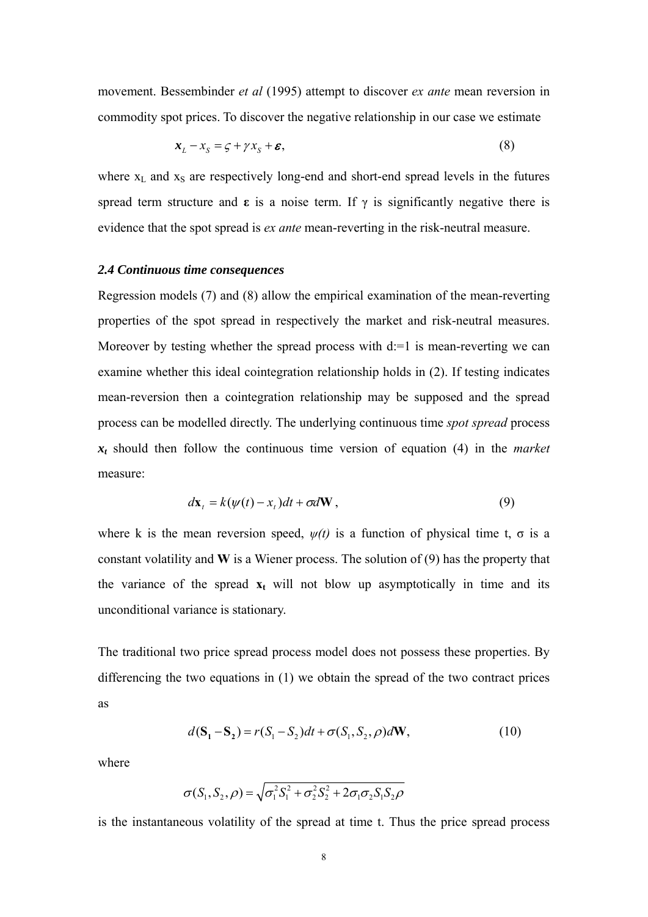movement. Bessembinder *et al* (1995) attempt to discover *ex ante* mean reversion in commodity spot prices. To discover the negative relationship in our case we estimate

$$\mathbf{x}_L - x_S = \varsigma + \gamma x_S + \boldsymbol{\varepsilon}, \tag{8}$$

where $x_L$ and $x_S$ are respectively long-end and short-end spread levels in the futures spread term structure and $\boldsymbol{\varepsilon}$ is a noise term. If $\gamma$ is significantly negative there is evidence that the spot spread is *ex ante* mean-reverting in the risk-neutral measure.

### *2.4 Continuous time consequences*

Regression models (7) and (8) allow the empirical examination of the mean-reverting properties of the spot spread in respectively the market and risk-neutral measures. Moreover by testing whether the spread process with d:=1 is mean-reverting we can examine whether this ideal cointegration relationship holds in (2). If testing indicates mean-reversion then a cointegration relationship may be supposed and the spread process can be modelled directly. The underlying continuous time *spot spread* process $\boldsymbol{x_t}$ should then follow the continuous time version of equation (4) in the *market* measure:

$$d\mathbf{x}_t = k(\psi(t) - x_t)dt + \sigma d\mathbf{W}, \tag{9}$$

where k is the mean reversion speed, $\psi(t)$ is a function of physical time t, σ is a constant volatility and **W** is a Wiener process. The solution of (9) has the property that the variance of the spread $\mathbf{x_t}$ will not blow up asymptotically in time and its unconditional variance is stationary.

The traditional two price spread process model does not possess these properties. By differencing the two equations in (1) we obtain the spread of the two contract prices as

$$d(\mathbf{S_1} - \mathbf{S_2}) = r(S_1 - S_2)dt + \sigma(S_1, S_2, \rho)d\mathbf{W}, \tag{10}$$

where

$$\sigma(S_1, S_2, \rho) = \sqrt{\sigma_1^2 S_1^2 + \sigma_2^2 S_2^2 + 2\sigma_1\sigma_2 S_1 S_2 \rho}$$

is the instantaneous volatility of the spread at time t. Thus the price spread process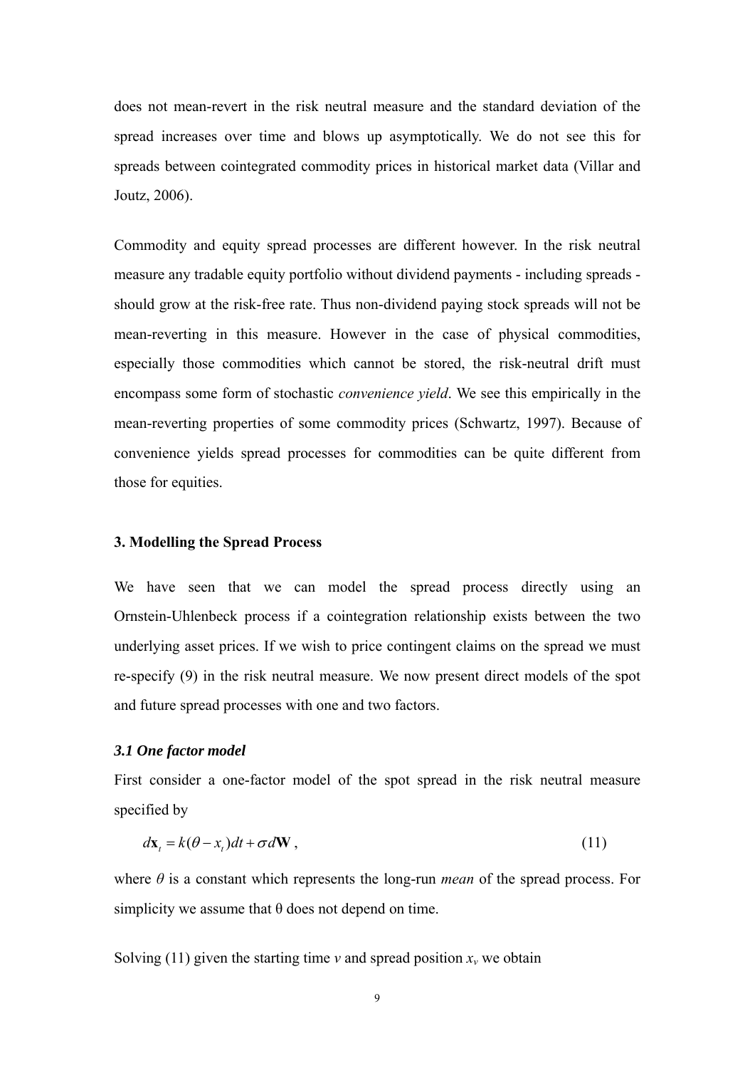does not mean-revert in the risk neutral measure and the standard deviation of the spread increases over time and blows up asymptotically. We do not see this for spreads between cointegrated commodity prices in historical market data (Villar and Joutz, 2006).

Commodity and equity spread processes are different however. In the risk neutral measure any tradable equity portfolio without dividend payments - including spreads - should grow at the risk-free rate. Thus non-dividend paying stock spreads will not be mean-reverting in this measure. However in the case of physical commodities, especially those commodities which cannot be stored, the risk-neutral drift must encompass some form of stochastic *convenience yield*. We see this empirically in the mean-reverting properties of some commodity prices (Schwartz, 1997). Because of convenience yields spread processes for commodities can be quite different from those for equities.

### 3. Modelling the Spread Process

We have seen that we can model the spread process directly using an Ornstein-Uhlenbeck process if a cointegration relationship exists between the two underlying asset prices. If we wish to price contingent claims on the spread we must re-specify (9) in the risk neutral measure. We now present direct models of the spot and future spread processes with one and two factors.

#### *3.1 One factor model*

First consider a one-factor model of the spot spread in the risk neutral measure specified by

$$d\mathbf{x}_t = k(\theta - x_t)dt + \sigma d\mathbf{W}, \tag{11}$$

where $\theta$ is a constant which represents the long-run *mean* of the spread process. For simplicity we assume that $\theta$ does not depend on time.

Solving (11) given the starting time $v$ and spread position $x_v$ we obtain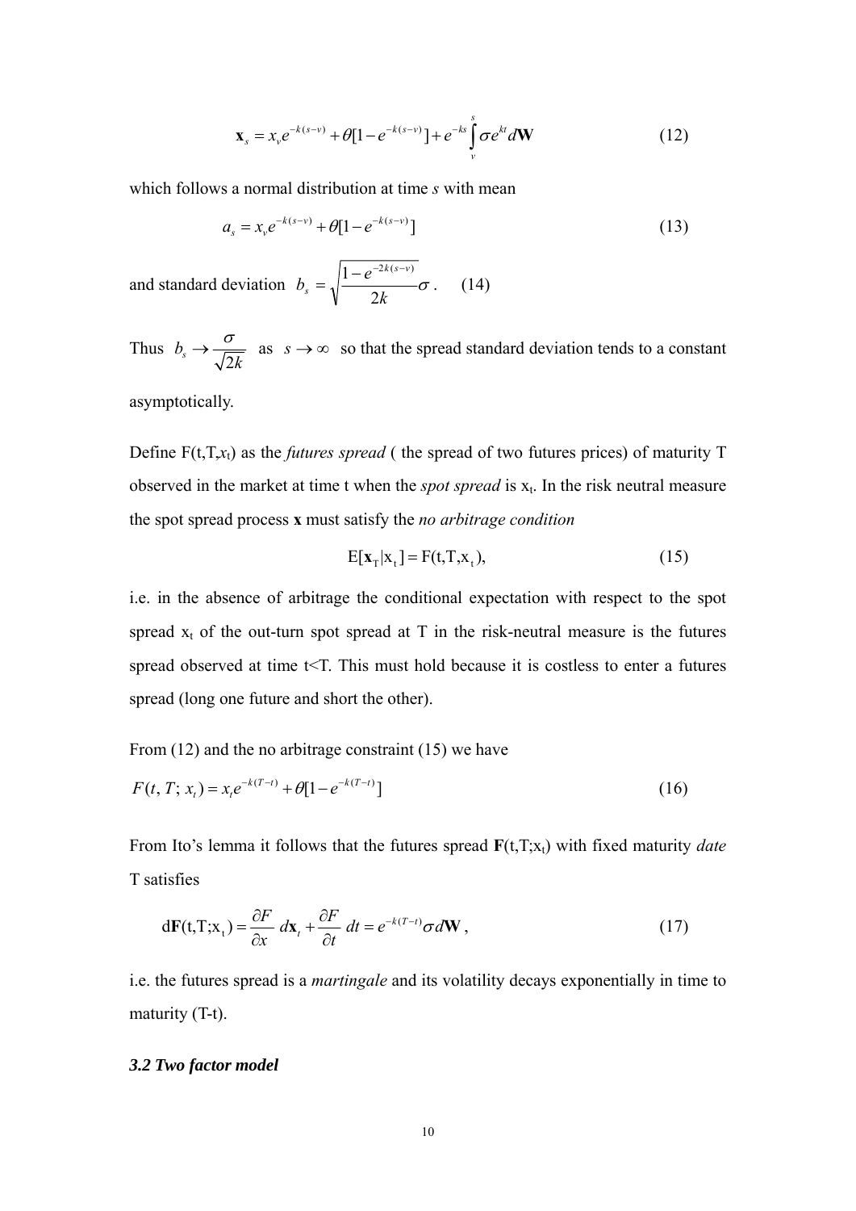$$\mathbf{x}_s = x_v e^{-k(s-v)} + \theta[1 - e^{-k(s-v)}] + e^{-ks}\int_v^s \sigma e^{kt} d\mathbf{W} \tag{12}$$

which follows a normal distribution at time *s* with mean

$$a_s = x_v e^{-k(s-v)} + \theta[1 - e^{-k(s-v)}] \tag{13}$$

and standard deviation $b_s = \sqrt{\dfrac{1 - e^{-2k(s-v)}}{2k}}\sigma$. (14)

Thus $b_s \to \dfrac{\sigma}{\sqrt{2k}}$ as $s \to \infty$ so that the spread standard deviation tends to a constant asymptotically.

Define $F(t,T,x_t)$ as the *futures spread* ( the spread of two futures prices) of maturity T observed in the market at time t when the *spot spread* is $x_t$. In the risk neutral measure the spot spread process **x** must satisfy the *no arbitrage condition*

$$\mathrm{E}[\mathbf{x}_T | x_t] = F(t,T,x_t), \tag{15}$$

i.e. in the absence of arbitrage the conditional expectation with respect to the spot spread $x_t$ of the out-turn spot spread at T in the risk-neutral measure is the futures spread observed at time t<T. This must hold because it is costless to enter a futures spread (long one future and short the other).

From (12) and the no arbitrage constraint (15) we have

$$F(t, T;\, x_t) = x_t e^{-k(T-t)} + \theta[1 - e^{-k(T-t)}] \tag{16}$$

From Ito's lemma it follows that the futures spread $\mathbf{F}(t,T;x_t)$ with fixed maturity *date* T satisfies

$$d\mathbf{F}(t,T;x_t) = \frac{\partial F}{\partial x}\, d\mathbf{x}_t + \frac{\partial F}{\partial t}\, dt = e^{-k(T-t)}\sigma d\mathbf{W}, \tag{17}$$

i.e. the futures spread is a *martingale* and its volatility decays exponentially in time to maturity (T-t).

### *3.2 Two factor model*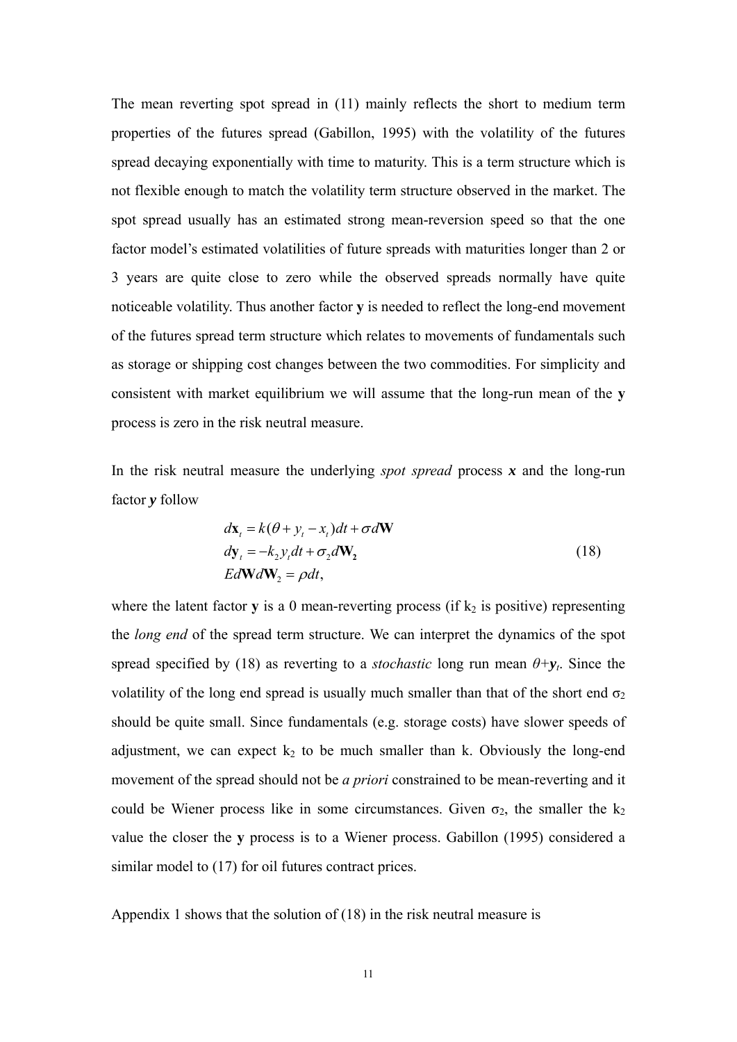The mean reverting spot spread in (11) mainly reflects the short to medium term properties of the futures spread (Gabillon, 1995) with the volatility of the futures spread decaying exponentially with time to maturity. This is a term structure which is not flexible enough to match the volatility term structure observed in the market. The spot spread usually has an estimated strong mean-reversion speed so that the one factor model's estimated volatilities of future spreads with maturities longer than 2 or 3 years are quite close to zero while the observed spreads normally have quite noticeable volatility. Thus another factor **y** is needed to reflect the long-end movement of the futures spread term structure which relates to movements of fundamentals such as storage or shipping cost changes between the two commodities. For simplicity and consistent with market equilibrium we will assume that the long-run mean of the **y** process is zero in the risk neutral measure.

In the risk neutral measure the underlying *spot spread* process ***x*** and the long-run factor ***y*** follow

$$
\begin{aligned}
d\mathbf{x}_t &= k(\theta + y_t - x_t)dt + \sigma d\mathbf{W} \\
d\mathbf{y}_t &= -k_2 y_t dt + \sigma_2 d\mathbf{W}_2 \\
Ed\mathbf{W}d\mathbf{W}_2 &= \rho dt,
\end{aligned}
\tag{18}
$$

where the latent factor **y** is a 0 mean-reverting process (if $k_2$ is positive) representing the *long end* of the spread term structure. We can interpret the dynamics of the spot spread specified by (18) as reverting to a *stochastic* long run mean $\theta+\boldsymbol{y}_t$. Since the volatility of the long end spread is usually much smaller than that of the short end $\sigma_2$ should be quite small. Since fundamentals (e.g. storage costs) have slower speeds of adjustment, we can expect $k_2$ to be much smaller than k. Obviously the long-end movement of the spread should not be *a priori* constrained to be mean-reverting and it could be Wiener process like in some circumstances. Given $\sigma_2$, the smaller the $k_2$ value the closer the **y** process is to a Wiener process. Gabillon (1995) considered a similar model to (17) for oil futures contract prices.

Appendix 1 shows that the solution of (18) in the risk neutral measure is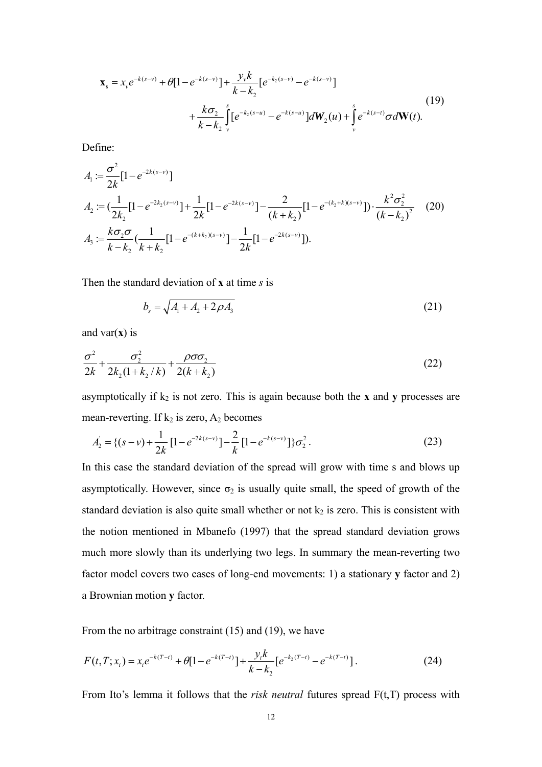$$\mathbf{x_s} = x_v e^{-k(s-v)} + \theta[1-e^{-k(s-v)}] + \frac{y_v k}{k-k_2}[e^{-k_2(s-v)} - e^{-k(s-v)}] + \frac{k\sigma_2}{k-k_2}\int_v^s [e^{-k_2(s-u)} - e^{-k(s-u)}]d\mathbf{W}_2(u) + \int_v^s e^{-k(s-t)}\sigma d\mathbf{W}(t). \tag{19}$$

Define:

$$\begin{aligned}
A_1 &:= \frac{\sigma^2}{2k}[1-e^{-2k(s-v)}] \\
A_2 &:= \left(\frac{1}{2k_2}[1-e^{-2k_2(s-v)}] + \frac{1}{2k}[1-e^{-2k(s-v)}] - \frac{2}{(k+k_2)}[1-e^{-(k_2+k)(s-v)}]\right)\cdot \frac{k^2\sigma_2^2}{(k-k_2)^2} \\
A_3 &:= \frac{k\sigma_2\sigma}{k-k_2}\left(\frac{1}{k+k_2}[1-e^{-(k+k_2)(s-v)}] - \frac{1}{2k}[1-e^{-2k(s-v)}]\right).
\end{aligned} \tag{20}$$

Then the standard deviation of **x** at time *s* is

$$b_s = \sqrt{A_1 + A_2 + 2\rho A_3} \tag{21}$$

and var(**x**) is

$$\frac{\sigma^2}{2k} + \frac{\sigma_2^2}{2k_2(1+k_2/k)} + \frac{\rho\sigma\sigma_2}{2(k+k_2)} \tag{22}$$

asymptotically if $k_2$ is not zero. This is again because both the **x** and **y** processes are mean-reverting. If $k_2$ is zero, $A_2$ becomes

$$A_2' = \{(s-v) + \frac{1}{2k}[1-e^{-2k(s-v)}] - \frac{2}{k}[1-e^{-k(s-v)}]\}\sigma_2^2. \tag{23}$$

In this case the standard deviation of the spread will grow with time s and blows up asymptotically. However, since $\sigma_2$ is usually quite small, the speed of growth of the standard deviation is also quite small whether or not $k_2$ is zero. This is consistent with the notion mentioned in Mbanefo (1997) that the spread standard deviation grows much more slowly than its underlying two legs. In summary the mean-reverting two factor model covers two cases of long-end movements: 1) a stationary **y** factor and 2) a Brownian motion **y** factor.

From the no arbitrage constraint (15) and (19), we have

$$F(t,T;x_t) = x_t e^{-k(T-t)} + \theta[1-e^{-k(T-t)}] + \frac{y_t k}{k-k_2}[e^{-k_2(T-t)} - e^{-k(T-t)}]. \tag{24}$$

From Ito's lemma it follows that the *risk neutral* futures spread F(t,T) process with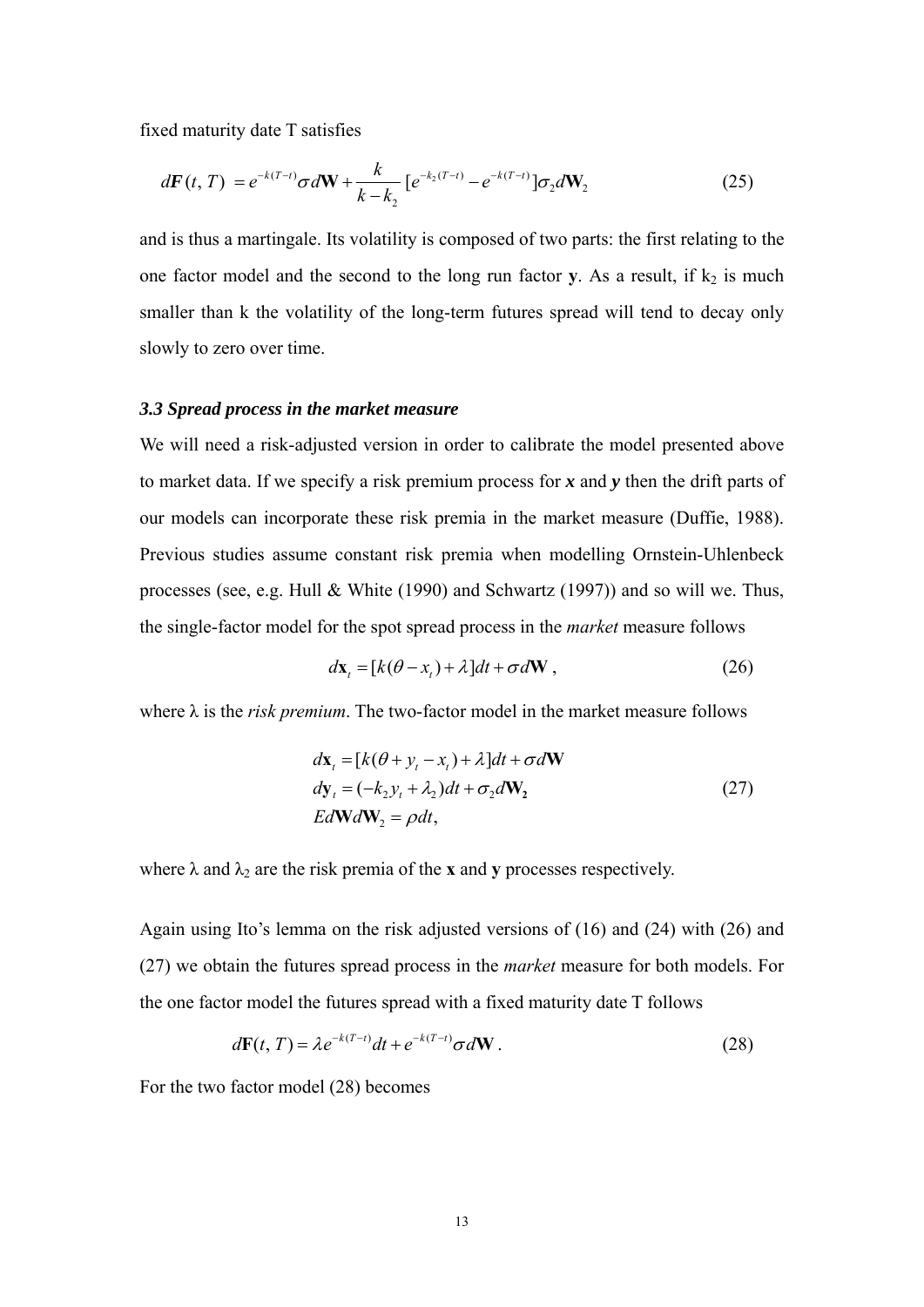fixed maturity date T satisfies

$$d\boldsymbol{F}(t,T) = e^{-k(T-t)}\sigma d\mathbf{W} + \frac{k}{k-k_2}[e^{-k_2(T-t)} - e^{-k(T-t)}]\sigma_2 d\mathbf{W}_2 \tag{25}$$

and is thus a martingale. Its volatility is composed of two parts: the first relating to the one factor model and the second to the long run factor **y**. As a result, if $k_2$ is much smaller than k the volatility of the long-term futures spread will tend to decay only slowly to zero over time.

### *3.3 Spread process in the market measure*

We will need a risk-adjusted version in order to calibrate the model presented above to market data. If we specify a risk premium process for ***x*** and ***y*** then the drift parts of our models can incorporate these risk premia in the market measure (Duffie, 1988). Previous studies assume constant risk premia when modelling Ornstein-Uhlenbeck processes (see, e.g. Hull & White (1990) and Schwartz (1997)) and so will we. Thus, the single-factor model for the spot spread process in the *market* measure follows

$$d\mathbf{x}_t = [k(\theta - x_t) + \lambda]dt + \sigma d\mathbf{W}, \tag{26}$$

where λ is the *risk premium*. The two-factor model in the market measure follows

$$\begin{aligned} d\mathbf{x}_t &= [k(\theta + y_t - x_t) + \lambda]dt + \sigma d\mathbf{W} \\ d\mathbf{y}_t &= (-k_2 y_t + \lambda_2)dt + \sigma_2 d\mathbf{W_2} \\ Ed\mathbf{W}d\mathbf{W}_2 &= \rho dt, \end{aligned} \tag{27}$$

where λ and $\lambda_2$ are the risk premia of the **x** and **y** processes respectively.

Again using Ito's lemma on the risk adjusted versions of (16) and (24) with (26) and (27) we obtain the futures spread process in the *market* measure for both models. For the one factor model the futures spread with a fixed maturity date T follows

$$d\mathbf{F}(t,T) = \lambda e^{-k(T-t)}dt + e^{-k(T-t)}\sigma d\mathbf{W}. \tag{28}$$

For the two factor model (28) becomes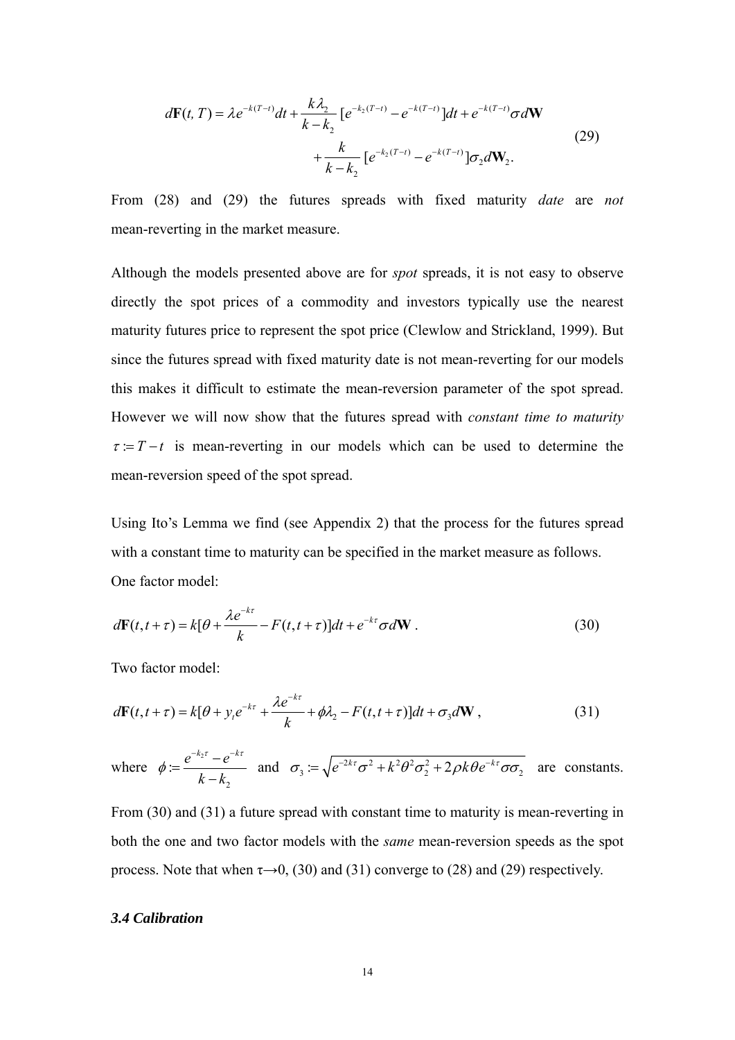$$
\begin{aligned}
d\mathbf{F}(t,T) = \lambda e^{-k(T-t)}dt + \frac{k\lambda_2}{k-k_2}[e^{-k_2(T-t)} - e^{-k(T-t)}]dt + e^{-k(T-t)}\sigma d\mathbf{W} \\
+ \frac{k}{k-k_2}[e^{-k_2(T-t)} - e^{-k(T-t)}]\sigma_2 d\mathbf{W}_2.
\end{aligned}
\tag{29}
$$

From (28) and (29) the futures spreads with fixed maturity *date* are *not* mean-reverting in the market measure.

Although the models presented above are for *spot* spreads, it is not easy to observe directly the spot prices of a commodity and investors typically use the nearest maturity futures price to represent the spot price (Clewlow and Strickland, 1999). But since the futures spread with fixed maturity date is not mean-reverting for our models this makes it difficult to estimate the mean-reversion parameter of the spot spread. However we will now show that the futures spread with *constant time to maturity* $\tau := T - t$ is mean-reverting in our models which can be used to determine the mean-reversion speed of the spot spread.

Using Ito's Lemma we find (see Appendix 2) that the process for the futures spread with a constant time to maturity can be specified in the market measure as follows.

One factor model:

$$
d\mathbf{F}(t,t+\tau) = k[\theta + \frac{\lambda e^{-k\tau}}{k} - F(t,t+\tau)]dt + e^{-k\tau}\sigma d\mathbf{W}\,. \tag{30}
$$

Two factor model:

$$
d\mathbf{F}(t,t+\tau) = k[\theta + y_t e^{-k\tau} + \frac{\lambda e^{-k\tau}}{k} + \phi\lambda_2 - F(t,t+\tau)]dt + \sigma_3 d\mathbf{W}\,, \tag{31}
$$

where $\phi := \dfrac{e^{-k_2\tau} - e^{-k\tau}}{k - k_2}$ and $\sigma_3 := \sqrt{e^{-2k\tau}\sigma^2 + k^2\theta^2\sigma_2^2 + 2\rho k\theta e^{-k\tau}\sigma\sigma_2}$ are constants.

From (30) and (31) a future spread with constant time to maturity is mean-reverting in both the one and two factor models with the *same* mean-reversion speeds as the spot process. Note that when $\tau \to 0$, (30) and (31) converge to (28) and (29) respectively.

### *3.4 Calibration*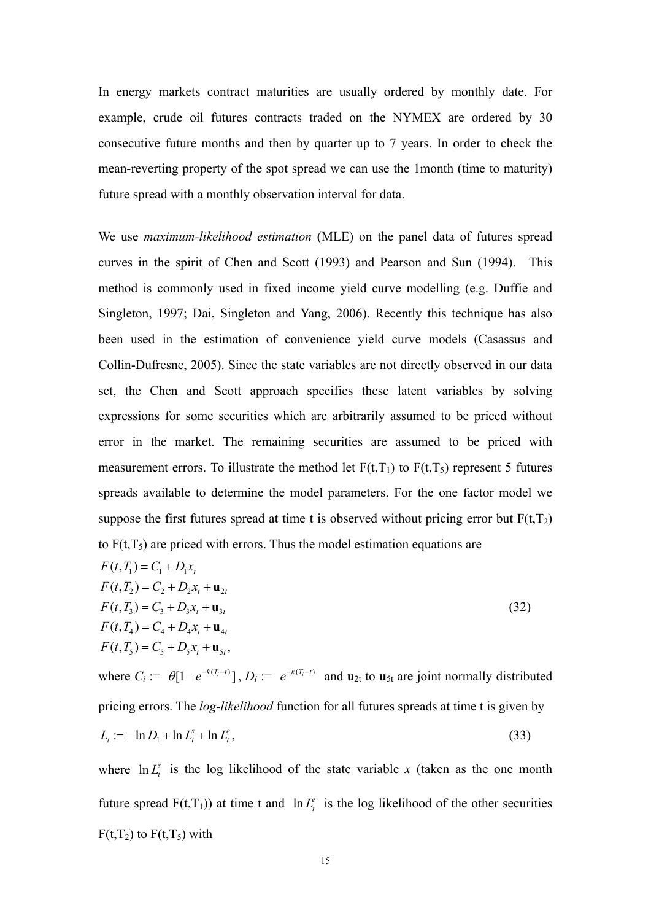In energy markets contract maturities are usually ordered by monthly date. For example, crude oil futures contracts traded on the NYMEX are ordered by 30 consecutive future months and then by quarter up to 7 years. In order to check the mean-reverting property of the spot spread we can use the 1month (time to maturity) future spread with a monthly observation interval for data.

We use *maximum-likelihood estimation* (MLE) on the panel data of futures spread curves in the spirit of Chen and Scott (1993) and Pearson and Sun (1994). This method is commonly used in fixed income yield curve modelling (e.g. Duffie and Singleton, 1997; Dai, Singleton and Yang, 2006). Recently this technique has also been used in the estimation of convenience yield curve models (Casassus and Collin-Dufresne, 2005). Since the state variables are not directly observed in our data set, the Chen and Scott approach specifies these latent variables by solving expressions for some securities which are arbitrarily assumed to be priced without error in the market. The remaining securities are assumed to be priced with measurement errors. To illustrate the method let $F(t,T_1)$ to $F(t,T_5)$ represent 5 futures spreads available to determine the model parameters. For the one factor model we suppose the first futures spread at time t is observed without pricing error but $F(t,T_2)$ to $F(t,T_5)$ are priced with errors. Thus the model estimation equations are

$$
\begin{aligned}
F(t,T_1) &= C_1 + D_1 x_t \\
F(t,T_2) &= C_2 + D_2 x_t + \mathbf{u}_{2t} \\
F(t,T_3) &= C_3 + D_3 x_t + \mathbf{u}_{3t} \\
F(t,T_4) &= C_4 + D_4 x_t + \mathbf{u}_{4t} \\
F(t,T_5) &= C_5 + D_5 x_t + \mathbf{u}_{5t},
\end{aligned}
\tag{32}
$$

where $C_i := \theta[1-e^{-k(T_i-t)}]$, $D_i := e^{-k(T_i-t)}$ and $\mathbf{u}_{2t}$ to $\mathbf{u}_{5t}$ are joint normally distributed pricing errors. The *log-likelihood* function for all futures spreads at time t is given by

$$
L_t := -\ln D_1 + \ln L_t^s + \ln L_t^e, \tag{33}
$$

where $\ln L_t^s$ is the log likelihood of the state variable $x$ (taken as the one month future spread $F(t,T_1)$) at time t and $\ln L_t^e$ is the log likelihood of the other securities $F(t,T_2)$ to $F(t,T_5)$ with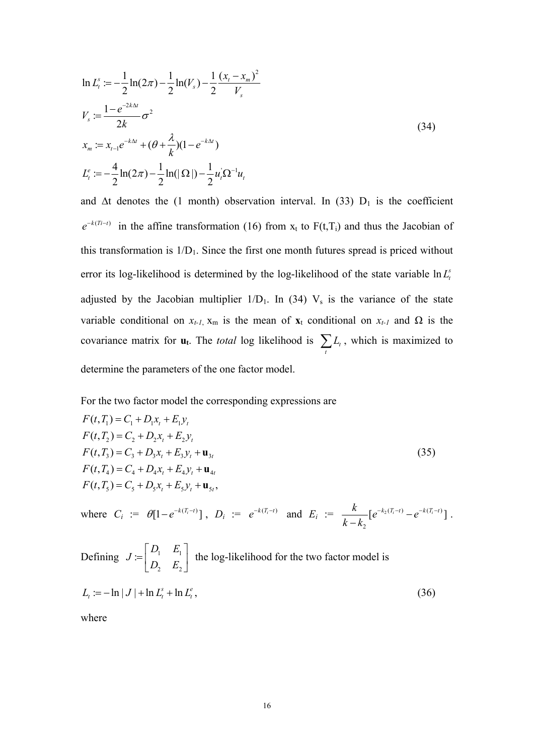$$
\begin{aligned}
\ln L_t^s &:= -\frac{1}{2}\ln(2\pi) - \frac{1}{2}\ln(V_s) - \frac{1}{2}\frac{(x_t - x_m)^2}{V_s} \\
V_s &:= \frac{1 - e^{-2k\Delta t}}{2k}\sigma^2 \\
x_m &:= x_{t-1}e^{-k\Delta t} + (\theta + \frac{\lambda}{k})(1 - e^{-k\Delta t}) \\
L_t^e &:= -\frac{4}{2}\ln(2\pi) - \frac{1}{2}\ln(|\Omega|) - \frac{1}{2}u_t^{'}\Omega^{-1}u_t
\end{aligned}
\tag{34}
$$

and $\Delta$t denotes the (1 month) observation interval. In (33) $D_1$ is the coefficient $e^{-k(Ti-t)}$ in the affine transformation (16) from $x_t$ to $F(t,T_i)$ and thus the Jacobian of this transformation is $1/D_1$. Since the first one month futures spread is priced without error its log-likelihood is determined by the log-likelihood of the state variable $\ln L_t^s$ adjusted by the Jacobian multiplier $1/D_1$. In (34) $V_s$ is the variance of the state variable conditional on $x_{t-1}$, $x_m$ is the mean of $\mathbf{x}_t$ conditional on $x_{t-1}$ and $\Omega$ is the covariance matrix for $\mathbf{u}_t$. The *total* log likelihood is $\sum_t L_t$, which is maximized to determine the parameters of the one factor model.

For the two factor model the corresponding expressions are

$$
\begin{aligned}
F(t,T_1) &= C_1 + D_1 x_t + E_1 y_t \\
F(t,T_2) &= C_2 + D_2 x_t + E_2 y_t \\
F(t,T_3) &= C_3 + D_3 x_t + E_3 y_t + \mathbf{u}_{3t} \\
F(t,T_4) &= C_4 + D_4 x_t + E_4 y_t + \mathbf{u}_{4t} \\
F(t,T_5) &= C_5 + D_5 x_t + E_5 y_t + \mathbf{u}_{5t},
\end{aligned}
\tag{35}
$$

where $C_i := \theta[1 - e^{-k(T_i - t)}]$, $D_i := e^{-k(T_i - t)}$ and $E_i := \dfrac{k}{k - k_2}[e^{-k_2(T_i - t)} - e^{-k(T_i - t)}]$.

Defining $J := \begin{bmatrix} D_1 & E_1 \\ D_2 & E_2 \end{bmatrix}$ the log-likelihood for the two factor model is

$$
L_t := -\ln|J| + \ln L_t^s + \ln L_t^e, \tag{36}
$$

where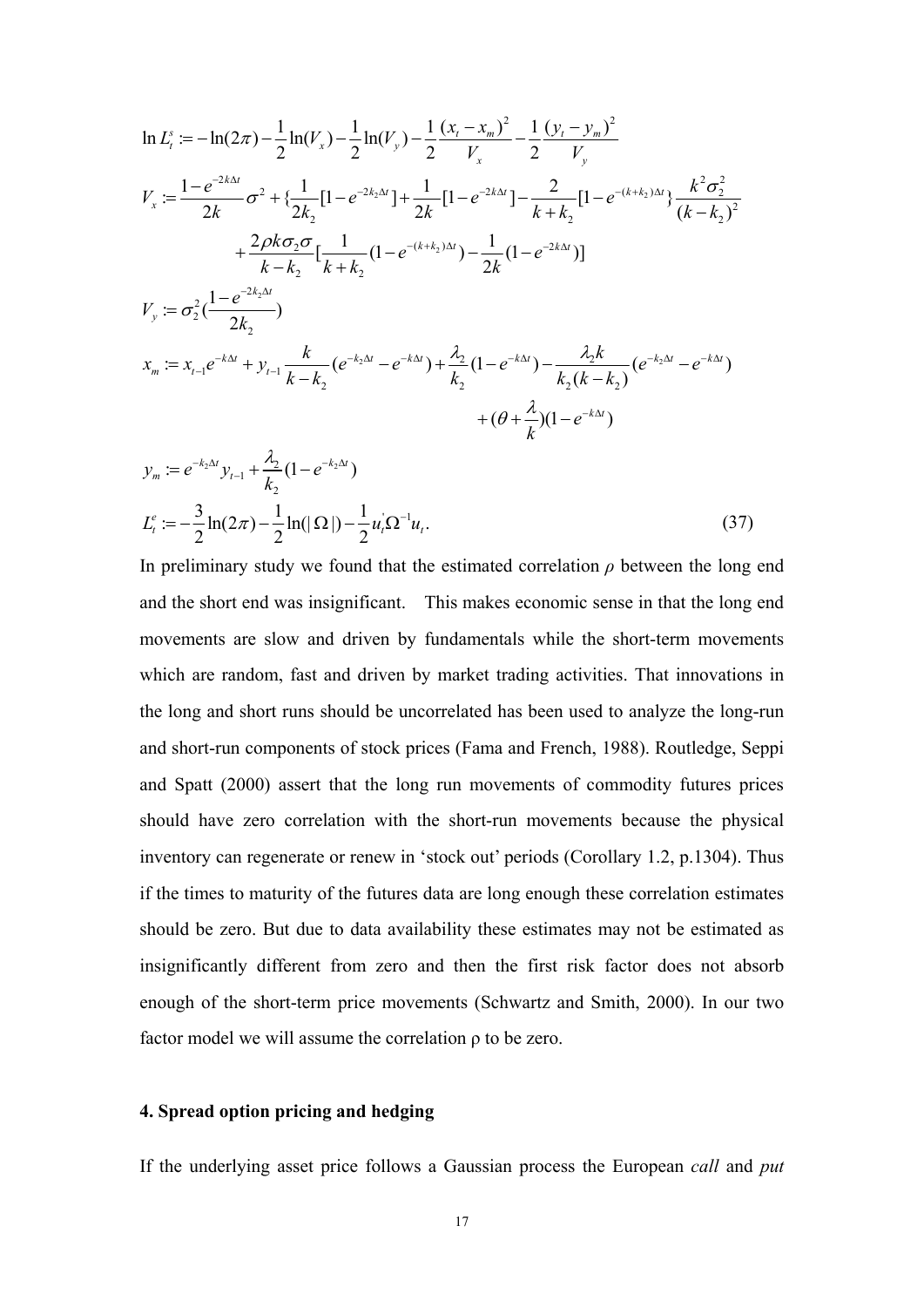$$\ln L_t^s := -\ln(2\pi) - \frac{1}{2}\ln(V_x) - \frac{1}{2}\ln(V_y) - \frac{1}{2}\frac{(x_t - x_m)^2}{V_x} - \frac{1}{2}\frac{(y_t - y_m)^2}{V_y}$$

$$V_x := \frac{1-e^{-2k\Delta t}}{2k}\sigma^2 + \{\frac{1}{2k_2}[1-e^{-2k_2\Delta t}] + \frac{1}{2k}[1-e^{-2k\Delta t}] - \frac{2}{k+k_2}[1-e^{-(k+k_2)\Delta t}\}\frac{k^2\sigma_2^2}{(k-k_2)^2}$$
$$+\frac{2\rho k\sigma_2\sigma}{k-k_2}[\frac{1}{k+k_2}(1-e^{-(k+k_2)\Delta t}) - \frac{1}{2k}(1-e^{-2k\Delta t})]$$

$$V_y := \sigma_2^2(\frac{1-e^{-2k_2\Delta t}}{2k_2})$$

$$x_m := x_{t-1}e^{-k\Delta t} + y_{t-1}\frac{k}{k-k_2}(e^{-k_2\Delta t} - e^{-k\Delta t}) + \frac{\lambda_2}{k_2}(1-e^{-k\Delta t}) - \frac{\lambda_2 k}{k_2(k-k_2)}(e^{-k_2\Delta t} - e^{-k\Delta t})$$
$$+(\theta + \frac{\lambda}{k})(1-e^{-k\Delta t})$$

$$y_m := e^{-k_2\Delta t}y_{t-1} + \frac{\lambda_2}{k_2}(1-e^{-k_2\Delta t})$$

$$L_t^e := -\frac{3}{2}\ln(2\pi) - \frac{1}{2}\ln(|\Omega|) - \frac{1}{2}u_t'\Omega^{-1}u_t. \tag{37}$$

In preliminary study we found that the estimated correlation $\rho$ between the long end and the short end was insignificant. This makes economic sense in that the long end movements are slow and driven by fundamentals while the short-term movements which are random, fast and driven by market trading activities. That innovations in the long and short runs should be uncorrelated has been used to analyze the long-run and short-run components of stock prices (Fama and French, 1988). Routledge, Seppi and Spatt (2000) assert that the long run movements of commodity futures prices should have zero correlation with the short-run movements because the physical inventory can regenerate or renew in 'stock out' periods (Corollary 1.2, p.1304). Thus if the times to maturity of the futures data are long enough these correlation estimates should be zero. But due to data availability these estimates may not be estimated as insignificantly different from zero and then the first risk factor does not absorb enough of the short-term price movements (Schwartz and Smith, 2000). In our two factor model we will assume the correlation $\rho$ to be zero.

## 4. Spread option pricing and hedging

If the underlying asset price follows a Gaussian process the European *call* and *put*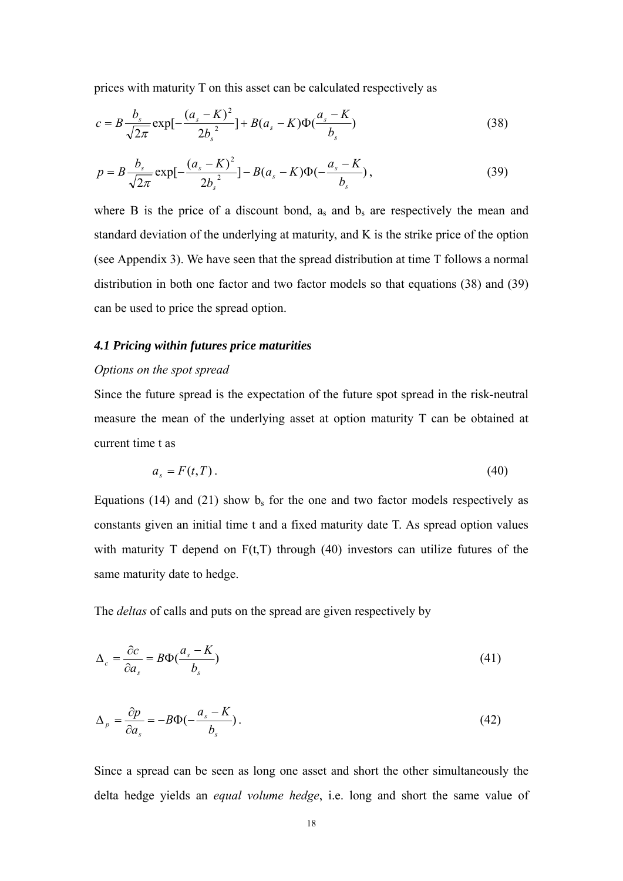prices with maturity T on this asset can be calculated respectively as

$$c = B\frac{b_s}{\sqrt{2\pi}}\exp[-\frac{(a_s - K)^2}{2b_s^{\ 2}}] + B(a_s - K)\Phi(\frac{a_s - K}{b_s}) \tag{38}$$

$$p = B\frac{b_s}{\sqrt{2\pi}}\exp[-\frac{(a_s - K)^2}{2b_s^{\ 2}}] - B(a_s - K)\Phi(-\frac{a_s - K}{b_s}), \tag{39}$$

where B is the price of a discount bond, $a_s$ and $b_s$ are respectively the mean and standard deviation of the underlying at maturity, and K is the strike price of the option (see Appendix 3). We have seen that the spread distribution at time T follows a normal distribution in both one factor and two factor models so that equations (38) and (39) can be used to price the spread option.

### *4.1 Pricing within futures price maturities*

*Options on the spot spread*

Since the future spread is the expectation of the future spot spread in the risk-neutral measure the mean of the underlying asset at option maturity T can be obtained at current time t as

$$a_s = F(t,T). \tag{40}$$

Equations (14) and (21) show $b_s$ for the one and two factor models respectively as constants given an initial time t and a fixed maturity date T. As spread option values with maturity T depend on F(t,T) through (40) investors can utilize futures of the same maturity date to hedge.

The *deltas* of calls and puts on the spread are given respectively by

$$\Delta_c = \frac{\partial c}{\partial a_s} = B\Phi(\frac{a_s - K}{b_s}) \tag{41}$$

$$\Delta_p = \frac{\partial p}{\partial a_s} = -B\Phi(-\frac{a_s - K}{b_s}). \tag{42}$$

Since a spread can be seen as long one asset and short the other simultaneously the delta hedge yields an *equal volume hedge*, i.e. long and short the same value of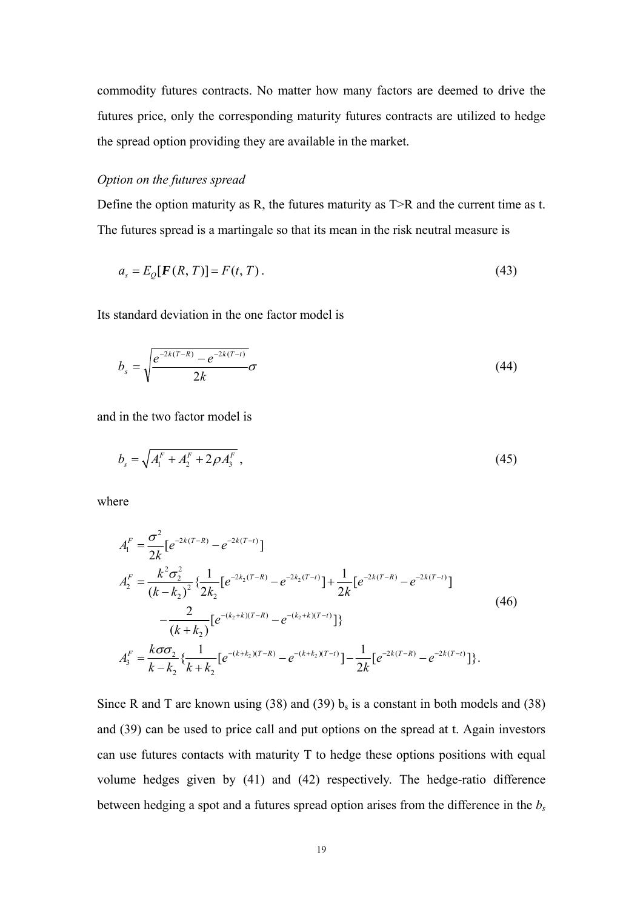commodity futures contracts. No matter how many factors are deemed to drive the futures price, only the corresponding maturity futures contracts are utilized to hedge the spread option providing they are available in the market.

*Option on the futures spread*

Define the option maturity as R, the futures maturity as T>R and the current time as t. The futures spread is a martingale so that its mean in the risk neutral measure is

$$a_s = E_Q[\boldsymbol{F}(R,T)] = F(t,T)\,. \tag{43}$$

Its standard deviation in the one factor model is

$$b_s = \sqrt{\frac{e^{-2k(T-R)} - e^{-2k(T-t)}}{2k}}\sigma \tag{44}$$

and in the two factor model is

$$b_s = \sqrt{A_1^F + A_2^F + 2\rho A_3^F}\,, \tag{45}$$

where

$$\begin{aligned}
A_1^F &= \frac{\sigma^2}{2k}[e^{-2k(T-R)} - e^{-2k(T-t)}] \\
A_2^F &= \frac{k^2\sigma_2^2}{(k-k_2)^2}\{\frac{1}{2k_2}[e^{-2k_2(T-R)} - e^{-2k_2(T-t)}] + \frac{1}{2k}[e^{-2k(T-R)} - e^{-2k(T-t)}] \\
&\quad - \frac{2}{(k+k_2)}[e^{-(k_2+k)(T-R)} - e^{-(k_2+k)(T-t)}]\} \\
A_3^F &= \frac{k\sigma\sigma_2}{k-k_2}\{\frac{1}{k+k_2}[e^{-(k+k_2)(T-R)} - e^{-(k+k_2)(T-t)}] - \frac{1}{2k}[e^{-2k(T-R)} - e^{-2k(T-t)}]\}.
\end{aligned} \tag{46}$$

Since R and T are known using (38) and (39) $b_s$ is a constant in both models and (38) and (39) can be used to price call and put options on the spread at t. Again investors can use futures contacts with maturity T to hedge these options positions with equal volume hedges given by (41) and (42) respectively. The hedge-ratio difference between hedging a spot and a futures spread option arises from the difference in the $b_s$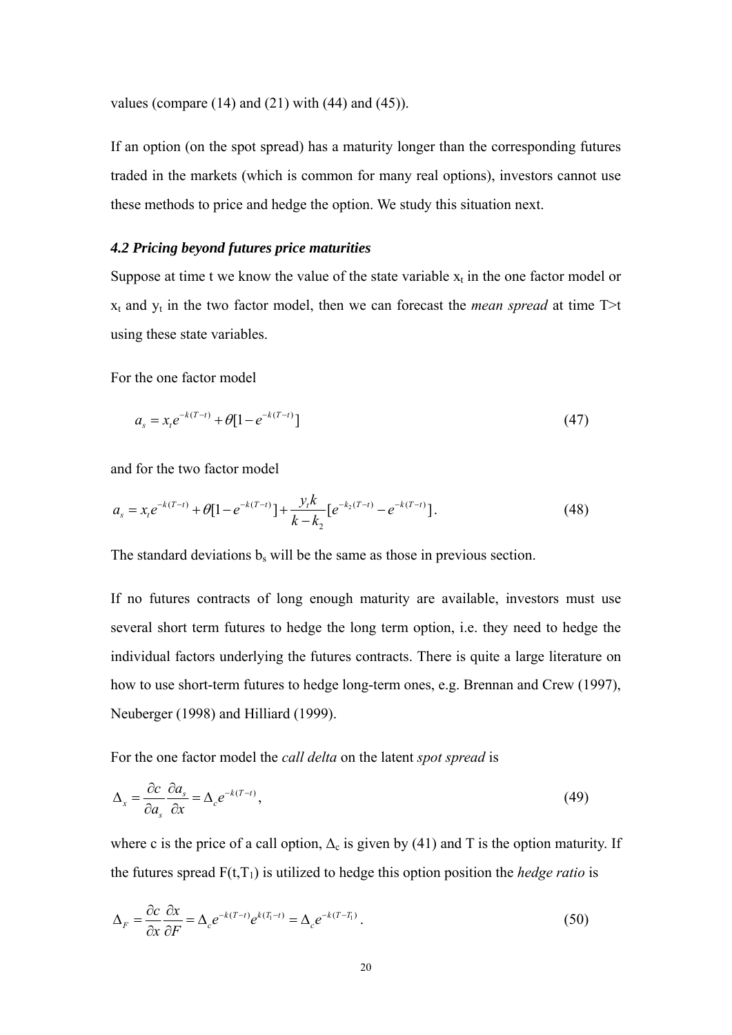values (compare (14) and (21) with (44) and (45)).

If an option (on the spot spread) has a maturity longer than the corresponding futures traded in the markets (which is common for many real options), investors cannot use these methods to price and hedge the option. We study this situation next.

### *4.2 Pricing beyond futures price maturities*

Suppose at time t we know the value of the state variable $x_t$ in the one factor model or $x_t$ and $y_t$ in the two factor model, then we can forecast the *mean spread* at time T>t using these state variables.

For the one factor model

$$a_s = x_t e^{-k(T-t)} + \theta[1 - e^{-k(T-t)}] \tag{47}$$

and for the two factor model

$$a_s = x_t e^{-k(T-t)} + \theta[1 - e^{-k(T-t)}] + \frac{y_t k}{k - k_2}[e^{-k_2(T-t)} - e^{-k(T-t)}]. \tag{48}$$

The standard deviations $b_s$ will be the same as those in previous section.

If no futures contracts of long enough maturity are available, investors must use several short term futures to hedge the long term option, i.e. they need to hedge the individual factors underlying the futures contracts. There is quite a large literature on how to use short-term futures to hedge long-term ones, e.g. Brennan and Crew (1997), Neuberger (1998) and Hilliard (1999).

For the one factor model the *call delta* on the latent *spot spread* is

$$\Delta_x = \frac{\partial c}{\partial a_s}\frac{\partial a_s}{\partial x} = \Delta_c e^{-k(T-t)}, \tag{49}$$

where c is the price of a call option, $\Delta_c$ is given by (41) and T is the option maturity. If the futures spread $F(t,T_1)$ is utilized to hedge this option position the *hedge ratio* is

$$\Delta_F = \frac{\partial c}{\partial x}\frac{\partial x}{\partial F} = \Delta_c e^{-k(T-t)} e^{k(T_1-t)} = \Delta_c e^{-k(T-T_1)}. \tag{50}$$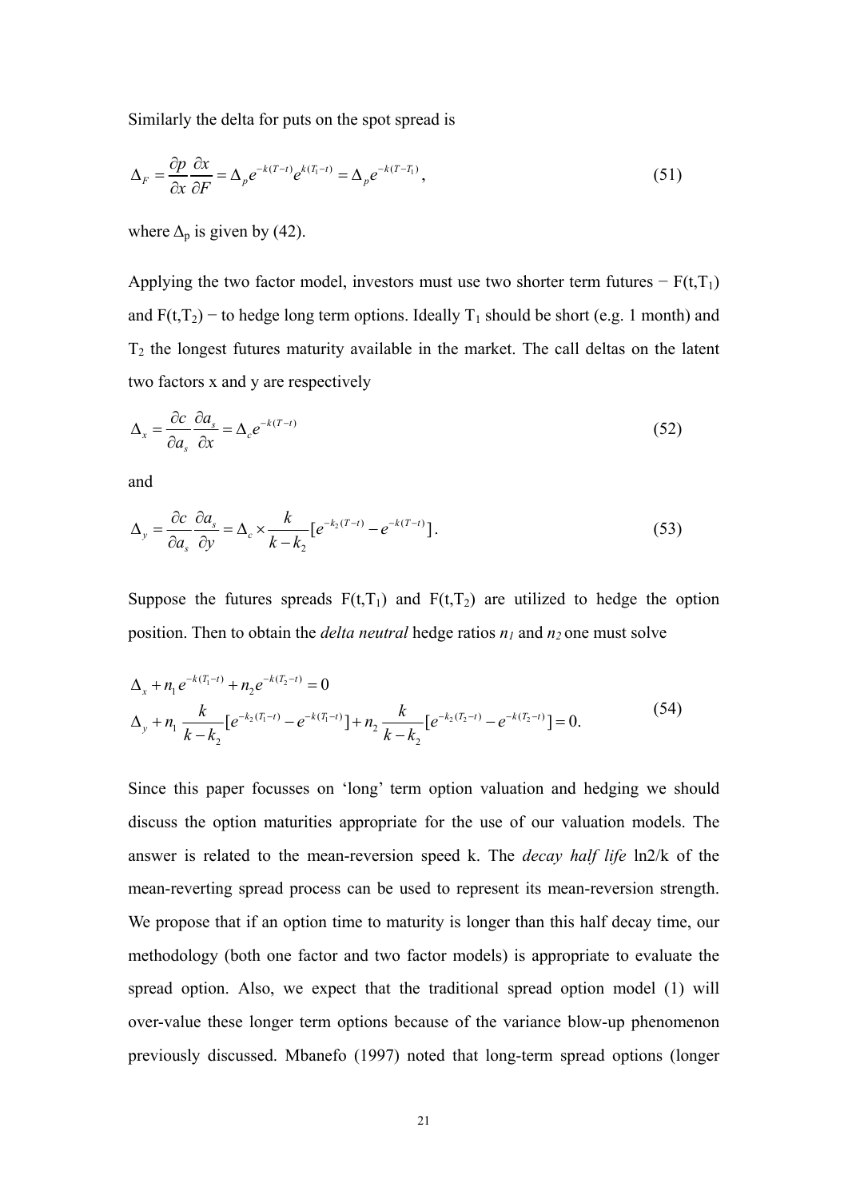Similarly the delta for puts on the spot spread is

$$\Delta_F = \frac{\partial p}{\partial x}\frac{\partial x}{\partial F} = \Delta_p e^{-k(T-t)} e^{k(T_1-t)} = \Delta_p e^{-k(T-T_1)}, \tag{51}$$

where $\Delta_p$ is given by (42).

Applying the two factor model, investors must use two shorter term futures − $F(t,T_1)$ and $F(t,T_2)$ − to hedge long term options. Ideally $T_1$ should be short (e.g. 1 month) and $T_2$ the longest futures maturity available in the market. The call deltas on the latent two factors x and y are respectively

$$\Delta_x = \frac{\partial c}{\partial a_s}\frac{\partial a_s}{\partial x} = \Delta_c e^{-k(T-t)} \tag{52}$$

and

$$\Delta_y = \frac{\partial c}{\partial a_s}\frac{\partial a_s}{\partial y} = \Delta_c \times \frac{k}{k-k_2}[e^{-k_2(T-t)} - e^{-k(T-t)}]. \tag{53}$$

Suppose the futures spreads $F(t,T_1)$ and $F(t,T_2)$ are utilized to hedge the option position. Then to obtain the *delta neutral* hedge ratios $n_1$ and $n_2$ one must solve

$$\begin{aligned} &\Delta_x + n_1 e^{-k(T_1-t)} + n_2 e^{-k(T_2-t)} = 0 \\ &\Delta_y + n_1 \frac{k}{k-k_2}[e^{-k_2(T_1-t)} - e^{-k(T_1-t)}] + n_2 \frac{k}{k-k_2}[e^{-k_2(T_2-t)} - e^{-k(T_2-t)}] = 0. \end{aligned} \tag{54}$$

Since this paper focusses on 'long' term option valuation and hedging we should discuss the option maturities appropriate for the use of our valuation models. The answer is related to the mean-reversion speed k. The *decay half life* ln2/k of the mean-reverting spread process can be used to represent its mean-reversion strength. We propose that if an option time to maturity is longer than this half decay time, our methodology (both one factor and two factor models) is appropriate to evaluate the spread option. Also, we expect that the traditional spread option model (1) will over-value these longer term options because of the variance blow-up phenomenon previously discussed. Mbanefo (1997) noted that long-term spread options (longer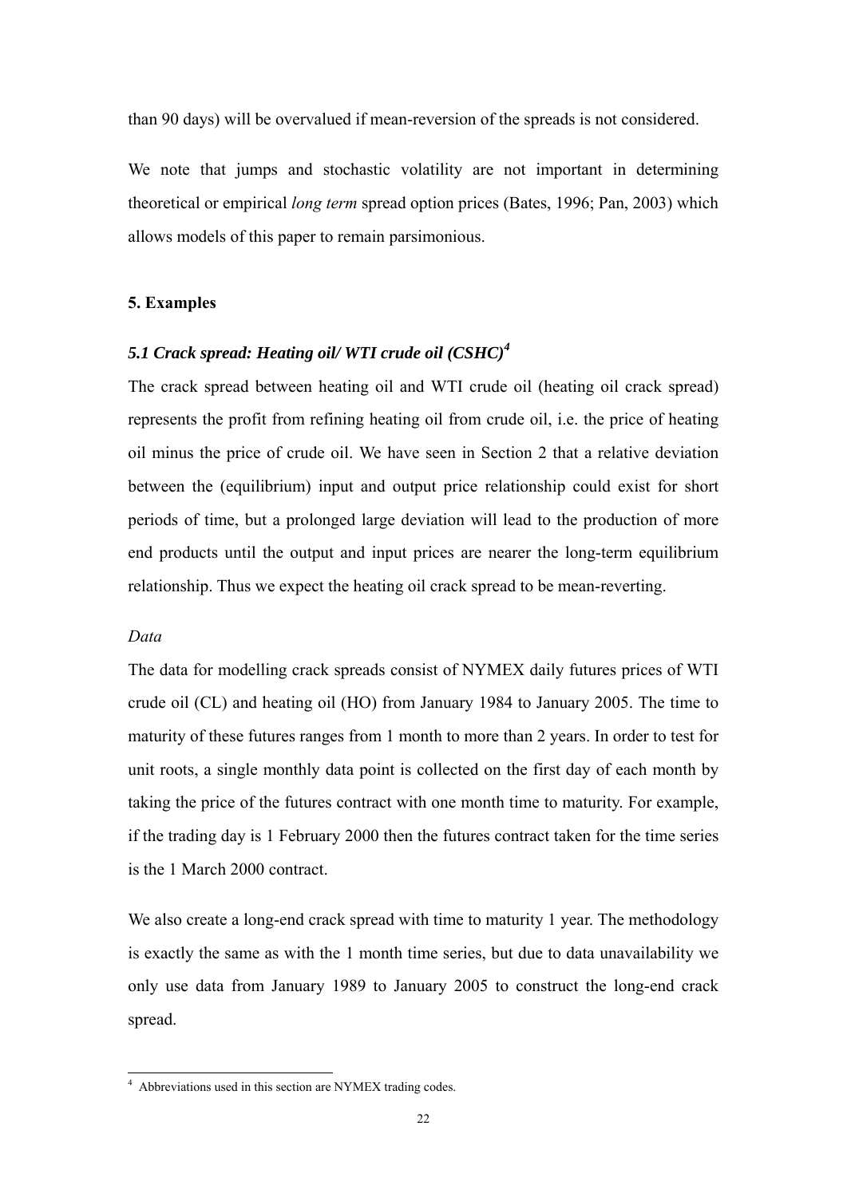than 90 days) will be overvalued if mean-reversion of the spreads is not considered.

We note that jumps and stochastic volatility are not important in determining theoretical or empirical *long term* spread option prices (Bates, 1996; Pan, 2003) which allows models of this paper to remain parsimonious.

## 5. Examples

### *5.1 Crack spread: Heating oil/ WTI crude oil (CSHC)*[4]

The crack spread between heating oil and WTI crude oil (heating oil crack spread) represents the profit from refining heating oil from crude oil, i.e. the price of heating oil minus the price of crude oil. We have seen in Section 2 that a relative deviation between the (equilibrium) input and output price relationship could exist for short periods of time, but a prolonged large deviation will lead to the production of more end products until the output and input prices are nearer the long-term equilibrium relationship. Thus we expect the heating oil crack spread to be mean-reverting.

*Data*

The data for modelling crack spreads consist of NYMEX daily futures prices of WTI crude oil (CL) and heating oil (HO) from January 1984 to January 2005. The time to maturity of these futures ranges from 1 month to more than 2 years. In order to test for unit roots, a single monthly data point is collected on the first day of each month by taking the price of the futures contract with one month time to maturity. For example, if the trading day is 1 February 2000 then the futures contract taken for the time series is the 1 March 2000 contract.

We also create a long-end crack spread with time to maturity 1 year. The methodology is exactly the same as with the 1 month time series, but due to data unavailability we only use data from January 1989 to January 2005 to construct the long-end crack spread.

---

[4] Abbreviations used in this section are NYMEX trading codes.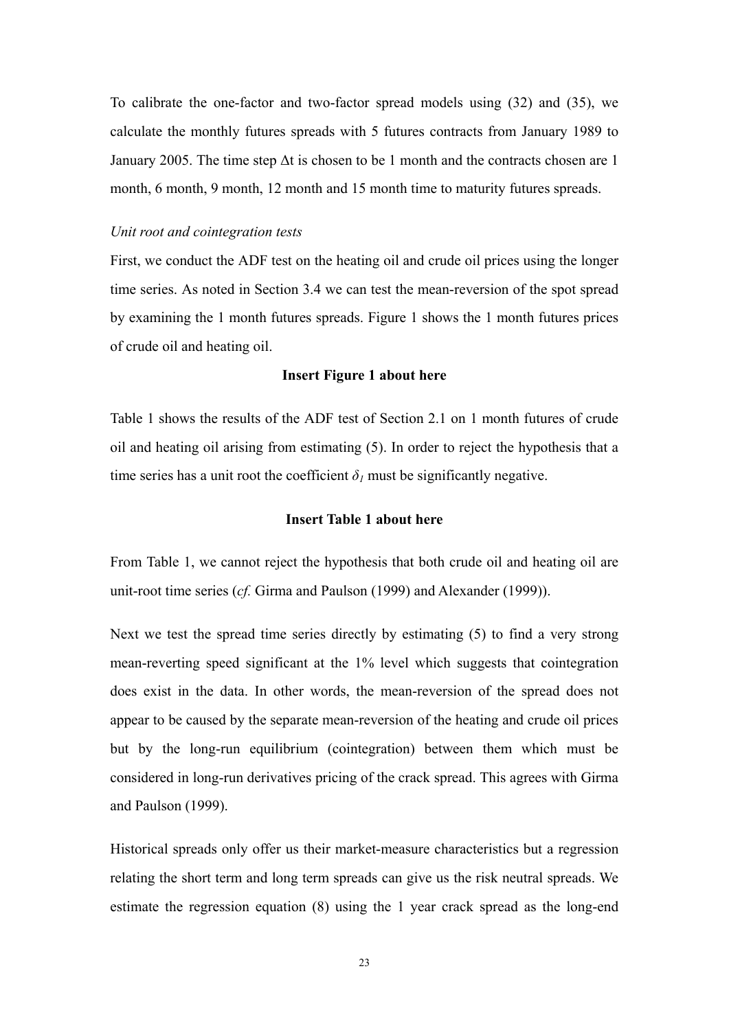To calibrate the one-factor and two-factor spread models using (32) and (35), we calculate the monthly futures spreads with 5 futures contracts from January 1989 to January 2005. The time step $\Delta t$ is chosen to be 1 month and the contracts chosen are 1 month, 6 month, 9 month, 12 month and 15 month time to maturity futures spreads.

*Unit root and cointegration tests*

First, we conduct the ADF test on the heating oil and crude oil prices using the longer time series. As noted in Section 3.4 we can test the mean-reversion of the spot spread by examining the 1 month futures spreads. Figure 1 shows the 1 month futures prices of crude oil and heating oil.

**Insert Figure 1 about here**

Table 1 shows the results of the ADF test of Section 2.1 on 1 month futures of crude oil and heating oil arising from estimating (5). In order to reject the hypothesis that a time series has a unit root the coefficient $\delta_1$ must be significantly negative.

**Insert Table 1 about here**

From Table 1, we cannot reject the hypothesis that both crude oil and heating oil are unit-root time series (*cf.* Girma and Paulson (1999) and Alexander (1999)).

Next we test the spread time series directly by estimating (5) to find a very strong mean-reverting speed significant at the 1% level which suggests that cointegration does exist in the data. In other words, the mean-reversion of the spread does not appear to be caused by the separate mean-reversion of the heating and crude oil prices but by the long-run equilibrium (cointegration) between them which must be considered in long-run derivatives pricing of the crack spread. This agrees with Girma and Paulson (1999).

Historical spreads only offer us their market-measure characteristics but a regression relating the short term and long term spreads can give us the risk neutral spreads. We estimate the regression equation (8) using the 1 year crack spread as the long-end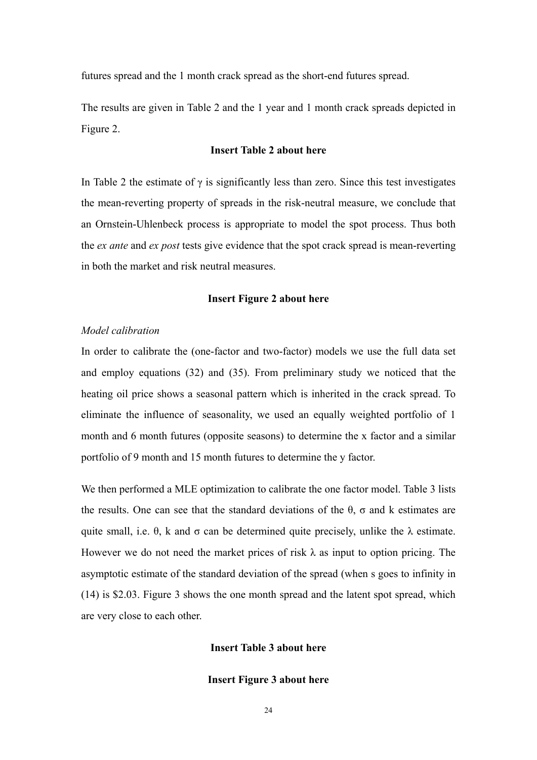futures spread and the 1 month crack spread as the short-end futures spread.

The results are given in Table 2 and the 1 year and 1 month crack spreads depicted in Figure 2.

**Insert Table 2 about here**

In Table 2 the estimate of $\gamma$ is significantly less than zero. Since this test investigates the mean-reverting property of spreads in the risk-neutral measure, we conclude that an Ornstein-Uhlenbeck process is appropriate to model the spot process. Thus both the *ex ante* and *ex post* tests give evidence that the spot crack spread is mean-reverting in both the market and risk neutral measures.

**Insert Figure 2 about here**

*Model calibration*

In order to calibrate the (one-factor and two-factor) models we use the full data set and employ equations (32) and (35). From preliminary study we noticed that the heating oil price shows a seasonal pattern which is inherited in the crack spread. To eliminate the influence of seasonality, we used an equally weighted portfolio of 1 month and 6 month futures (opposite seasons) to determine the x factor and a similar portfolio of 9 month and 15 month futures to determine the y factor.

We then performed a MLE optimization to calibrate the one factor model. Table 3 lists the results. One can see that the standard deviations of the $\theta$, $\sigma$ and k estimates are quite small, i.e. $\theta$, k and $\sigma$ can be determined quite precisely, unlike the $\lambda$ estimate. However we do not need the market prices of risk $\lambda$ as input to option pricing. The asymptotic estimate of the standard deviation of the spread (when s goes to infinity in (14) is \$2.03. Figure 3 shows the one month spread and the latent spot spread, which are very close to each other.

**Insert Table 3 about here**

**Insert Figure 3 about here**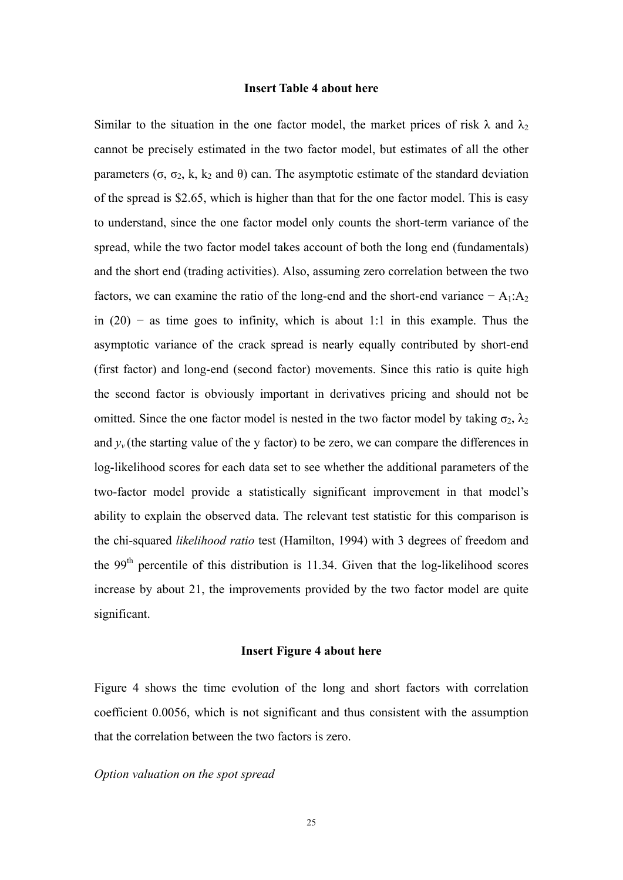**Insert Table 4 about here**

Similar to the situation in the one factor model, the market prices of risk $\lambda$ and $\lambda_2$ cannot be precisely estimated in the two factor model, but estimates of all the other parameters ($\sigma$, $\sigma_2$, k, $k_2$ and $\theta$) can. The asymptotic estimate of the standard deviation of the spread is \$2.65, which is higher than that for the one factor model. This is easy to understand, since the one factor model only counts the short-term variance of the spread, while the two factor model takes account of both the long end (fundamentals) and the short end (trading activities). Also, assuming zero correlation between the two factors, we can examine the ratio of the long-end and the short-end variance − $A_1$:$A_2$ in (20) − as time goes to infinity, which is about 1:1 in this example. Thus the asymptotic variance of the crack spread is nearly equally contributed by short-end (first factor) and long-end (second factor) movements. Since this ratio is quite high the second factor is obviously important in derivatives pricing and should not be omitted. Since the one factor model is nested in the two factor model by taking $\sigma_2$, $\lambda_2$ and $y_v$ (the starting value of the y factor) to be zero, we can compare the differences in log-likelihood scores for each data set to see whether the additional parameters of the two-factor model provide a statistically significant improvement in that model's ability to explain the observed data. The relevant test statistic for this comparison is the chi-squared *likelihood ratio* test (Hamilton, 1994) with 3 degrees of freedom and the 99$^{th}$ percentile of this distribution is 11.34. Given that the log-likelihood scores increase by about 21, the improvements provided by the two factor model are quite significant.

**Insert Figure 4 about here**

Figure 4 shows the time evolution of the long and short factors with correlation coefficient 0.0056, which is not significant and thus consistent with the assumption that the correlation between the two factors is zero.

*Option valuation on the spot spread*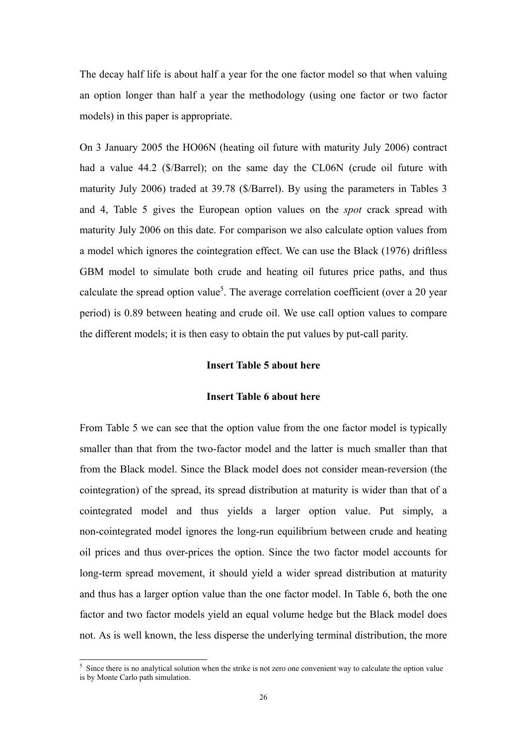The decay half life is about half a year for the one factor model so that when valuing an option longer than half a year the methodology (using one factor or two factor models) in this paper is appropriate.

On 3 January 2005 the HO06N (heating oil future with maturity July 2006) contract had a value 44.2 ($/Barrel); on the same day the CL06N (crude oil future with maturity July 2006) traded at 39.78 ($/Barrel). By using the parameters in Tables 3 and 4, Table 5 gives the European option values on the *spot* crack spread with maturity July 2006 on this date. For comparison we also calculate option values from a model which ignores the cointegration effect. We can use the Black (1976) driftless GBM model to simulate both crude and heating oil futures price paths, and thus calculate the spread option value[5]. The average correlation coefficient (over a 20 year period) is 0.89 between heating and crude oil. We use call option values to compare the different models; it is then easy to obtain the put values by put-call parity.

**Insert Table 5 about here**

**Insert Table 6 about here**

From Table 5 we can see that the option value from the one factor model is typically smaller than that from the two-factor model and the latter is much smaller than that from the Black model. Since the Black model does not consider mean-reversion (the cointegration) of the spread, its spread distribution at maturity is wider than that of a cointegrated model and thus yields a larger option value. Put simply, a non-cointegrated model ignores the long-run equilibrium between crude and heating oil prices and thus over-prices the option. Since the two factor model accounts for long-term spread movement, it should yield a wider spread distribution at maturity and thus has a larger option value than the one factor model. In Table 6, both the one factor and two factor models yield an equal volume hedge but the Black model does not. As is well known, the less disperse the underlying terminal distribution, the more

[5] Since there is no analytical solution when the strike is not zero one convenient way to calculate the option value is by Monte Carlo path simulation.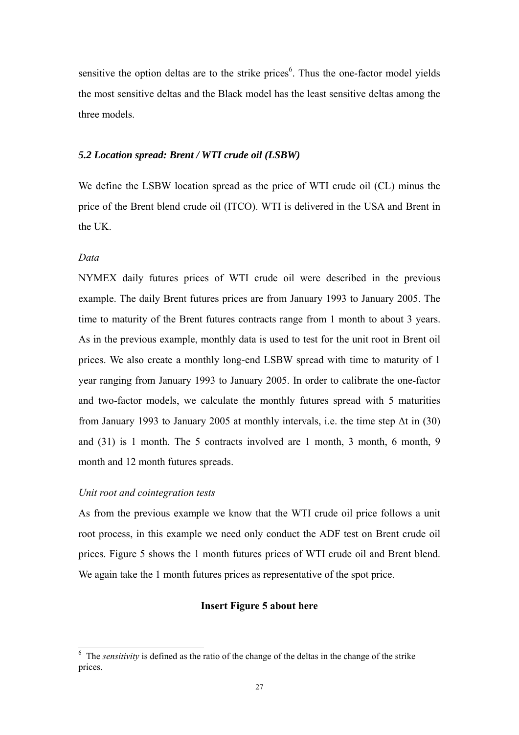sensitive the option deltas are to the strike prices[6]. Thus the one-factor model yields the most sensitive deltas and the Black model has the least sensitive deltas among the three models.

### *5.2 Location spread: Brent / WTI crude oil (LSBW)*

We define the LSBW location spread as the price of WTI crude oil (CL) minus the price of the Brent blend crude oil (ITCO). WTI is delivered in the USA and Brent in the UK.

*Data*

NYMEX daily futures prices of WTI crude oil were described in the previous example. The daily Brent futures prices are from January 1993 to January 2005. The time to maturity of the Brent futures contracts range from 1 month to about 3 years. As in the previous example, monthly data is used to test for the unit root in Brent oil prices. We also create a monthly long-end LSBW spread with time to maturity of 1 year ranging from January 1993 to January 2005. In order to calibrate the one-factor and two-factor models, we calculate the monthly futures spread with 5 maturities from January 1993 to January 2005 at monthly intervals, i.e. the time step $\Delta t$ in (30) and (31) is 1 month. The 5 contracts involved are 1 month, 3 month, 6 month, 9 month and 12 month futures spreads.

*Unit root and cointegration tests*

As from the previous example we know that the WTI crude oil price follows a unit root process, in this example we need only conduct the ADF test on Brent crude oil prices. Figure 5 shows the 1 month futures prices of WTI crude oil and Brent blend. We again take the 1 month futures prices as representative of the spot price.

**Insert Figure 5 about here**

---

[6] The *sensitivity* is defined as the ratio of the change of the deltas in the change of the strike prices.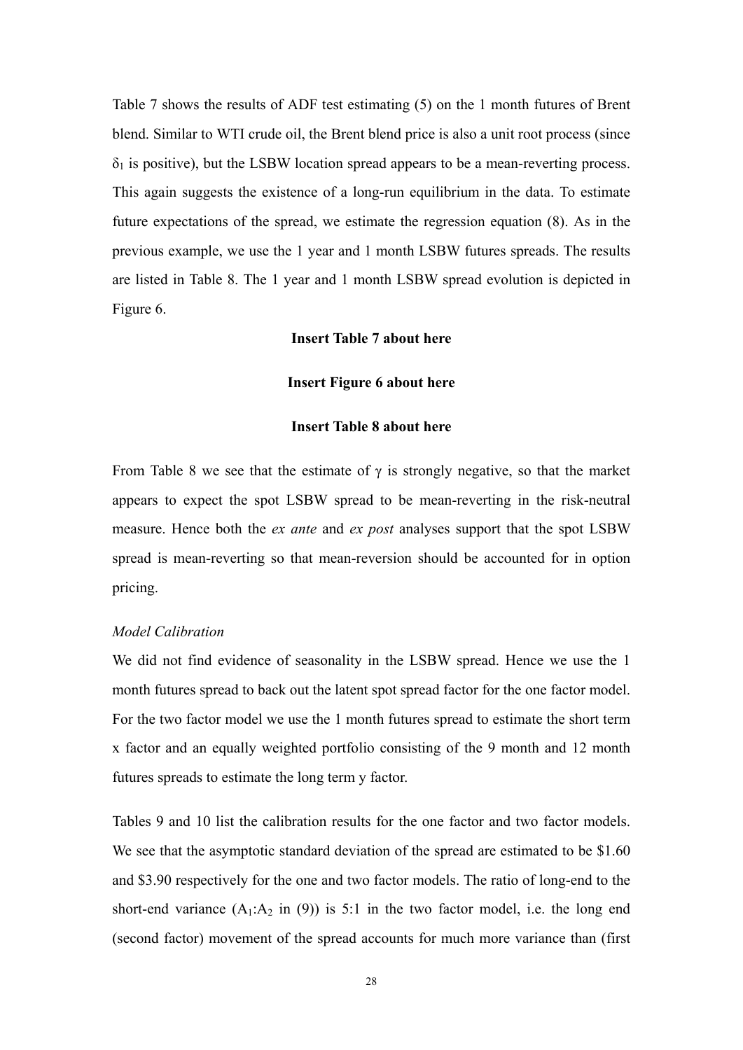Table 7 shows the results of ADF test estimating (5) on the 1 month futures of Brent blend. Similar to WTI crude oil, the Brent blend price is also a unit root process (since $\delta_1$ is positive), but the LSBW location spread appears to be a mean-reverting process. This again suggests the existence of a long-run equilibrium in the data. To estimate future expectations of the spread, we estimate the regression equation (8). As in the previous example, we use the 1 year and 1 month LSBW futures spreads. The results are listed in Table 8. The 1 year and 1 month LSBW spread evolution is depicted in Figure 6.

**Insert Table 7 about here**

**Insert Figure 6 about here**

**Insert Table 8 about here**

From Table 8 we see that the estimate of $\gamma$ is strongly negative, so that the market appears to expect the spot LSBW spread to be mean-reverting in the risk-neutral measure. Hence both the *ex ante* and *ex post* analyses support that the spot LSBW spread is mean-reverting so that mean-reversion should be accounted for in option pricing.

*Model Calibration*

We did not find evidence of seasonality in the LSBW spread. Hence we use the 1 month futures spread to back out the latent spot spread factor for the one factor model. For the two factor model we use the 1 month futures spread to estimate the short term x factor and an equally weighted portfolio consisting of the 9 month and 12 month futures spreads to estimate the long term y factor.

Tables 9 and 10 list the calibration results for the one factor and two factor models. We see that the asymptotic standard deviation of the spread are estimated to be \$1.60 and \$3.90 respectively for the one and two factor models. The ratio of long-end to the short-end variance ($A_1$:$A_2$ in (9)) is 5:1 in the two factor model, i.e. the long end (second factor) movement of the spread accounts for much more variance than (first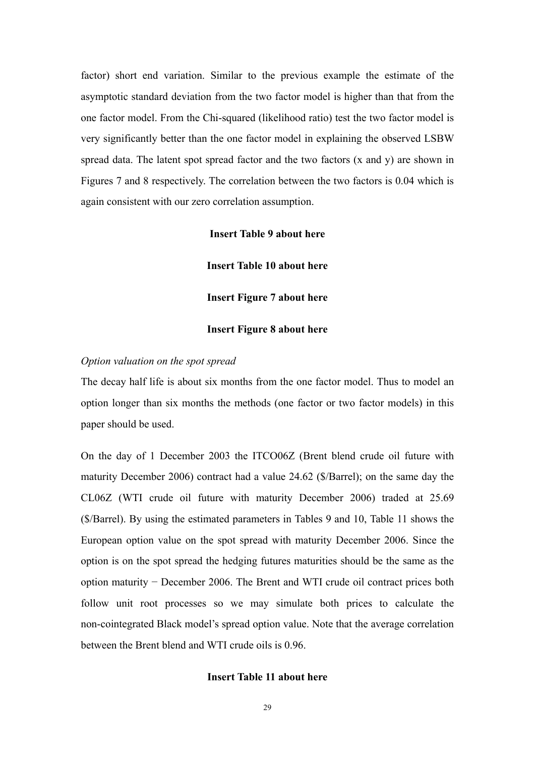factor) short end variation. Similar to the previous example the estimate of the asymptotic standard deviation from the two factor model is higher than that from the one factor model. From the Chi-squared (likelihood ratio) test the two factor model is very significantly better than the one factor model in explaining the observed LSBW spread data. The latent spot spread factor and the two factors (x and y) are shown in Figures 7 and 8 respectively. The correlation between the two factors is 0.04 which is again consistent with our zero correlation assumption.

**Insert Table 9 about here**

**Insert Table 10 about here**

**Insert Figure 7 about here**

**Insert Figure 8 about here**

*Option valuation on the spot spread*

The decay half life is about six months from the one factor model. Thus to model an option longer than six months the methods (one factor or two factor models) in this paper should be used.

On the day of 1 December 2003 the ITCO06Z (Brent blend crude oil future with maturity December 2006) contract had a value 24.62 ($/Barrel); on the same day the CL06Z (WTI crude oil future with maturity December 2006) traded at 25.69 ($/Barrel). By using the estimated parameters in Tables 9 and 10, Table 11 shows the European option value on the spot spread with maturity December 2006. Since the option is on the spot spread the hedging futures maturities should be the same as the option maturity − December 2006. The Brent and WTI crude oil contract prices both follow unit root processes so we may simulate both prices to calculate the non-cointegrated Black model's spread option value. Note that the average correlation between the Brent blend and WTI crude oils is 0.96.

**Insert Table 11 about here**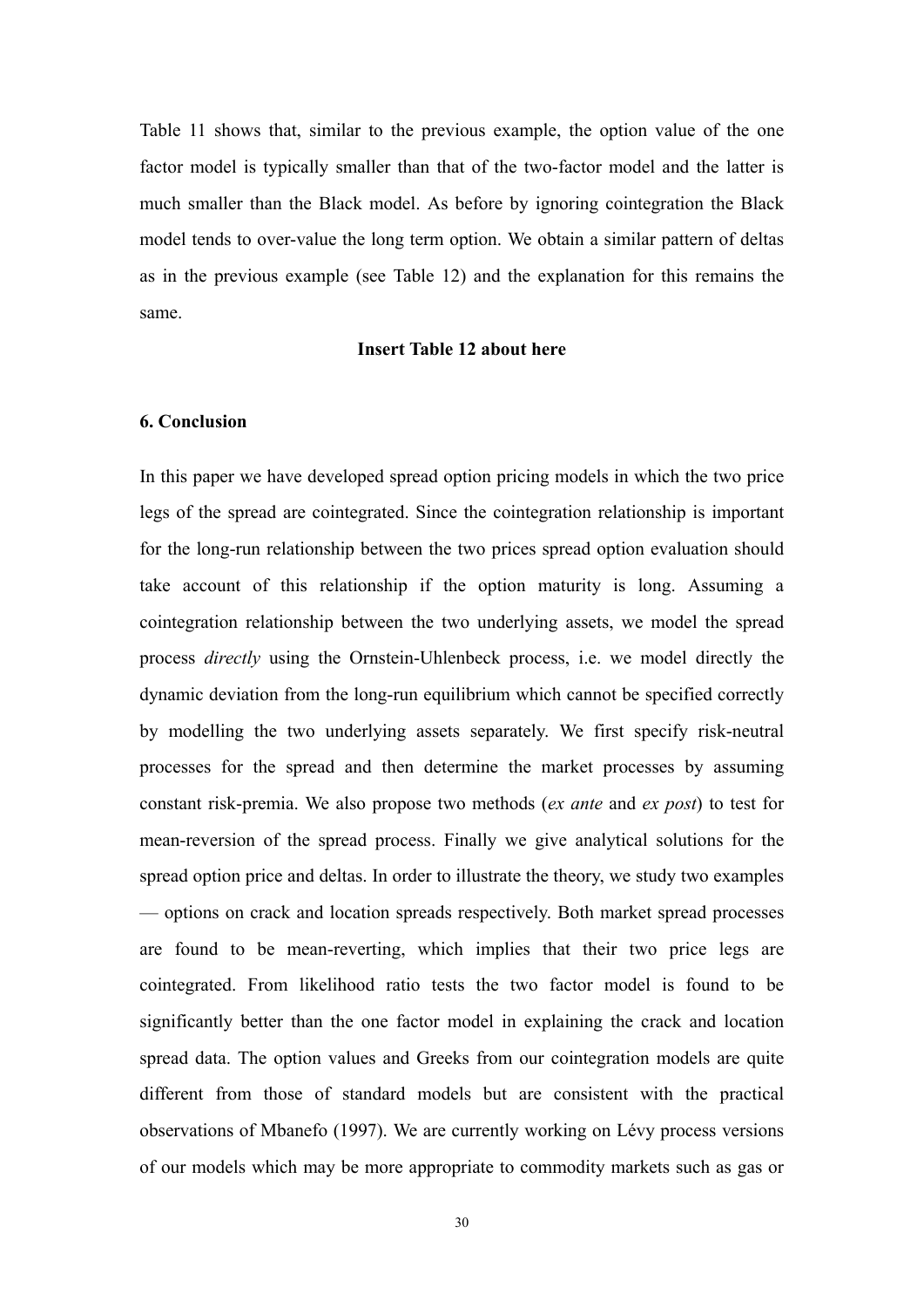Table 11 shows that, similar to the previous example, the option value of the one factor model is typically smaller than that of the two-factor model and the latter is much smaller than the Black model. As before by ignoring cointegration the Black model tends to over-value the long term option. We obtain a similar pattern of deltas as in the previous example (see Table 12) and the explanation for this remains the same.

**Insert Table 12 about here**

## 6. Conclusion

In this paper we have developed spread option pricing models in which the two price legs of the spread are cointegrated. Since the cointegration relationship is important for the long-run relationship between the two prices spread option evaluation should take account of this relationship if the option maturity is long. Assuming a cointegration relationship between the two underlying assets, we model the spread process *directly* using the Ornstein-Uhlenbeck process, i.e. we model directly the dynamic deviation from the long-run equilibrium which cannot be specified correctly by modelling the two underlying assets separately. We first specify risk-neutral processes for the spread and then determine the market processes by assuming constant risk-premia. We also propose two methods (*ex ante* and *ex post*) to test for mean-reversion of the spread process. Finally we give analytical solutions for the spread option price and deltas. In order to illustrate the theory, we study two examples — options on crack and location spreads respectively. Both market spread processes are found to be mean-reverting, which implies that their two price legs are cointegrated. From likelihood ratio tests the two factor model is found to be significantly better than the one factor model in explaining the crack and location spread data. The option values and Greeks from our cointegration models are quite different from those of standard models but are consistent with the practical observations of Mbanefo (1997). We are currently working on Lévy process versions of our models which may be more appropriate to commodity markets such as gas or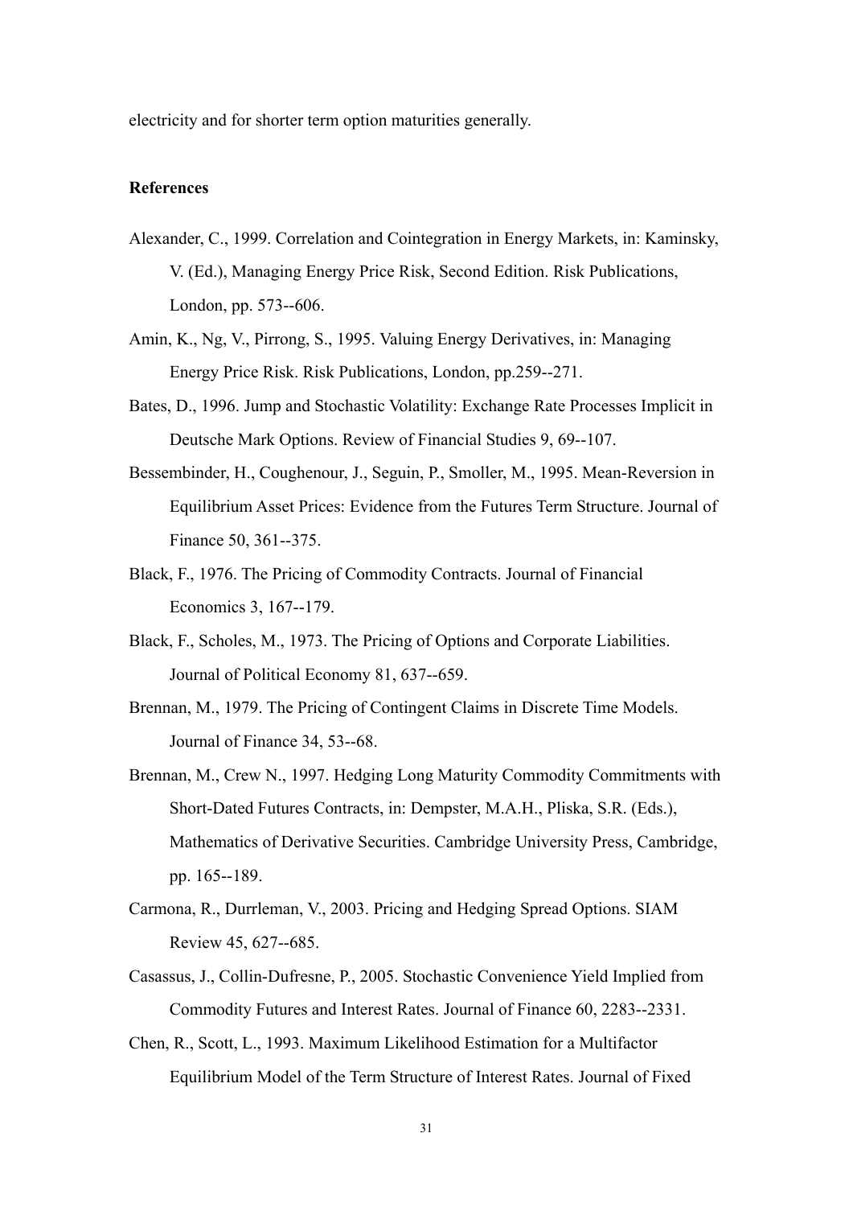electricity and for shorter term option maturities generally.

## References

Alexander, C., 1999. Correlation and Cointegration in Energy Markets, in: Kaminsky, V. (Ed.), Managing Energy Price Risk, Second Edition. Risk Publications, London, pp. 573--606.

Amin, K., Ng, V., Pirrong, S., 1995. Valuing Energy Derivatives, in: Managing Energy Price Risk. Risk Publications, London, pp.259--271.

Bates, D., 1996. Jump and Stochastic Volatility: Exchange Rate Processes Implicit in Deutsche Mark Options. Review of Financial Studies 9, 69--107.

Bessembinder, H., Coughenour, J., Seguin, P., Smoller, M., 1995. Mean-Reversion in Equilibrium Asset Prices: Evidence from the Futures Term Structure. Journal of Finance 50, 361--375.

Black, F., 1976. The Pricing of Commodity Contracts. Journal of Financial Economics 3, 167--179.

Black, F., Scholes, M., 1973. The Pricing of Options and Corporate Liabilities. Journal of Political Economy 81, 637--659.

Brennan, M., 1979. The Pricing of Contingent Claims in Discrete Time Models. Journal of Finance 34, 53--68.

Brennan, M., Crew N., 1997. Hedging Long Maturity Commodity Commitments with Short-Dated Futures Contracts, in: Dempster, M.A.H., Pliska, S.R. (Eds.), Mathematics of Derivative Securities. Cambridge University Press, Cambridge, pp. 165--189.

Carmona, R., Durrleman, V., 2003. Pricing and Hedging Spread Options. SIAM Review 45, 627--685.

Casassus, J., Collin-Dufresne, P., 2005. Stochastic Convenience Yield Implied from Commodity Futures and Interest Rates. Journal of Finance 60, 2283--2331.

Chen, R., Scott, L., 1993. Maximum Likelihood Estimation for a Multifactor Equilibrium Model of the Term Structure of Interest Rates. Journal of Fixed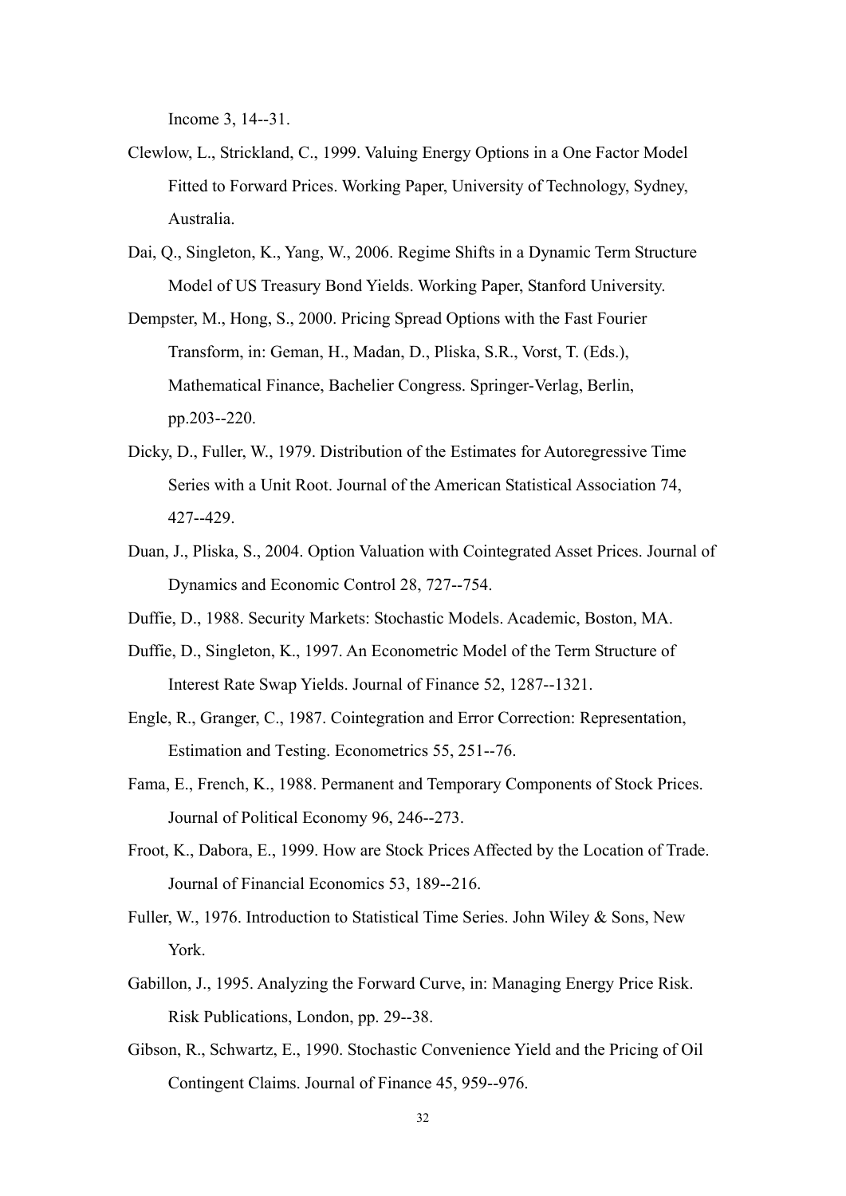Income 3, 14--31.

Clewlow, L., Strickland, C., 1999. Valuing Energy Options in a One Factor Model Fitted to Forward Prices. Working Paper, University of Technology, Sydney, Australia.

Dai, Q., Singleton, K., Yang, W., 2006. Regime Shifts in a Dynamic Term Structure Model of US Treasury Bond Yields. Working Paper, Stanford University.

Dempster, M., Hong, S., 2000. Pricing Spread Options with the Fast Fourier Transform, in: Geman, H., Madan, D., Pliska, S.R., Vorst, T. (Eds.), Mathematical Finance, Bachelier Congress. Springer-Verlag, Berlin, pp.203--220.

Dicky, D., Fuller, W., 1979. Distribution of the Estimates for Autoregressive Time Series with a Unit Root. Journal of the American Statistical Association 74, 427--429.

Duan, J., Pliska, S., 2004. Option Valuation with Cointegrated Asset Prices. Journal of Dynamics and Economic Control 28, 727--754.

Duffie, D., 1988. Security Markets: Stochastic Models. Academic, Boston, MA.

Duffie, D., Singleton, K., 1997. An Econometric Model of the Term Structure of Interest Rate Swap Yields. Journal of Finance 52, 1287--1321.

Engle, R., Granger, C., 1987. Cointegration and Error Correction: Representation, Estimation and Testing. Econometrics 55, 251--76.

Fama, E., French, K., 1988. Permanent and Temporary Components of Stock Prices. Journal of Political Economy 96, 246--273.

Froot, K., Dabora, E., 1999. How are Stock Prices Affected by the Location of Trade. Journal of Financial Economics 53, 189--216.

Fuller, W., 1976. Introduction to Statistical Time Series. John Wiley & Sons, New York.

Gabillon, J., 1995. Analyzing the Forward Curve, in: Managing Energy Price Risk. Risk Publications, London, pp. 29--38.

Gibson, R., Schwartz, E., 1990. Stochastic Convenience Yield and the Pricing of Oil Contingent Claims. Journal of Finance 45, 959--976.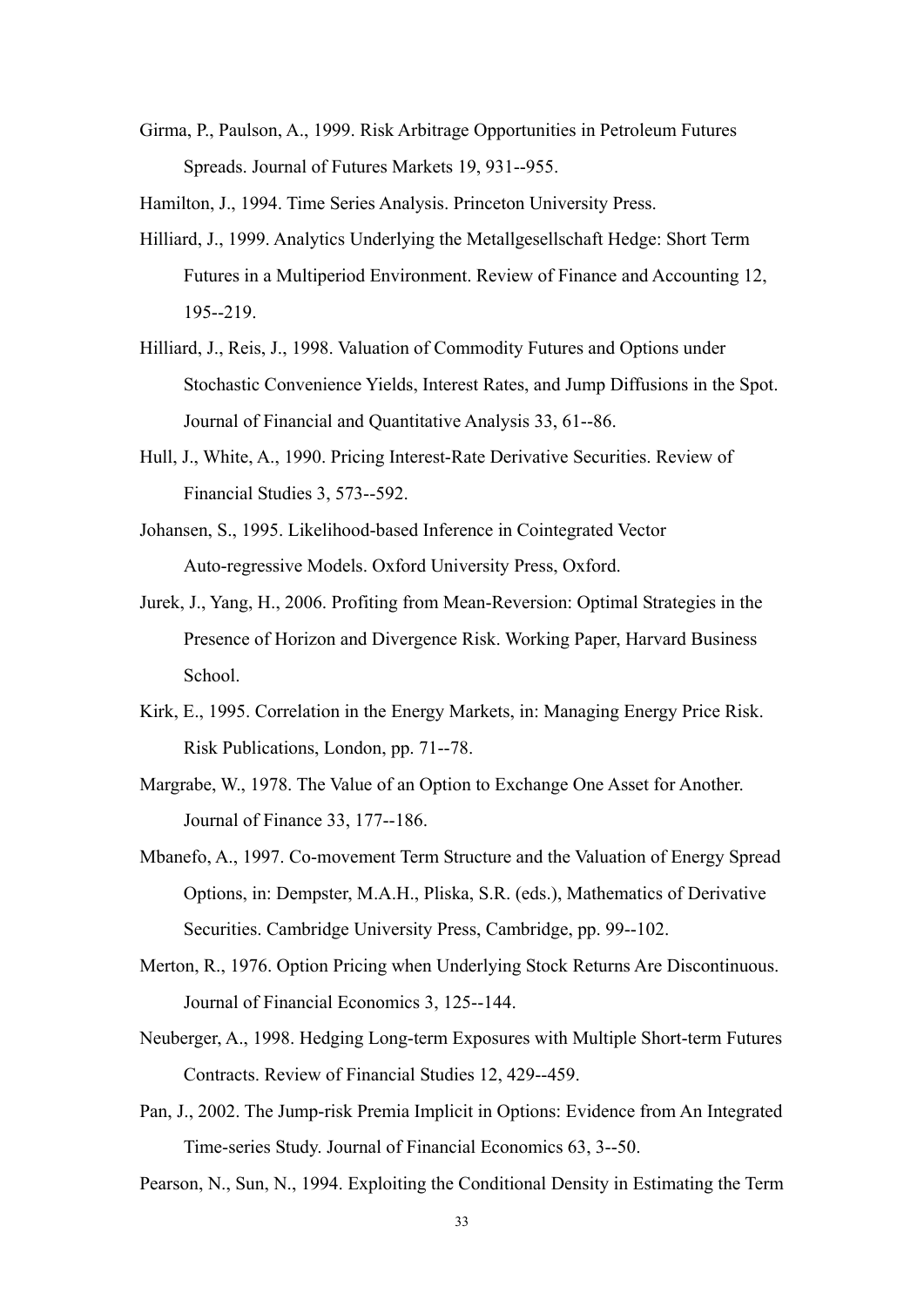Girma, P., Paulson, A., 1999. Risk Arbitrage Opportunities in Petroleum Futures Spreads. Journal of Futures Markets 19, 931--955.

Hamilton, J., 1994. Time Series Analysis. Princeton University Press.

Hilliard, J., 1999. Analytics Underlying the Metallgesellschaft Hedge: Short Term Futures in a Multiperiod Environment. Review of Finance and Accounting 12, 195--219.

Hilliard, J., Reis, J., 1998. Valuation of Commodity Futures and Options under Stochastic Convenience Yields, Interest Rates, and Jump Diffusions in the Spot. Journal of Financial and Quantitative Analysis 33, 61--86.

Hull, J., White, A., 1990. Pricing Interest-Rate Derivative Securities. Review of Financial Studies 3, 573--592.

Johansen, S., 1995. Likelihood-based Inference in Cointegrated Vector Auto-regressive Models. Oxford University Press, Oxford.

Jurek, J., Yang, H., 2006. Profiting from Mean-Reversion: Optimal Strategies in the Presence of Horizon and Divergence Risk. Working Paper, Harvard Business School.

Kirk, E., 1995. Correlation in the Energy Markets, in: Managing Energy Price Risk. Risk Publications, London, pp. 71--78.

Margrabe, W., 1978. The Value of an Option to Exchange One Asset for Another. Journal of Finance 33, 177--186.

Mbanefo, A., 1997. Co-movement Term Structure and the Valuation of Energy Spread Options, in: Dempster, M.A.H., Pliska, S.R. (eds.), Mathematics of Derivative Securities. Cambridge University Press, Cambridge, pp. 99--102.

Merton, R., 1976. Option Pricing when Underlying Stock Returns Are Discontinuous. Journal of Financial Economics 3, 125--144.

Neuberger, A., 1998. Hedging Long-term Exposures with Multiple Short-term Futures Contracts. Review of Financial Studies 12, 429--459.

Pan, J., 2002. The Jump-risk Premia Implicit in Options: Evidence from An Integrated Time-series Study. Journal of Financial Economics 63, 3--50.

Pearson, N., Sun, N., 1994. Exploiting the Conditional Density in Estimating the Term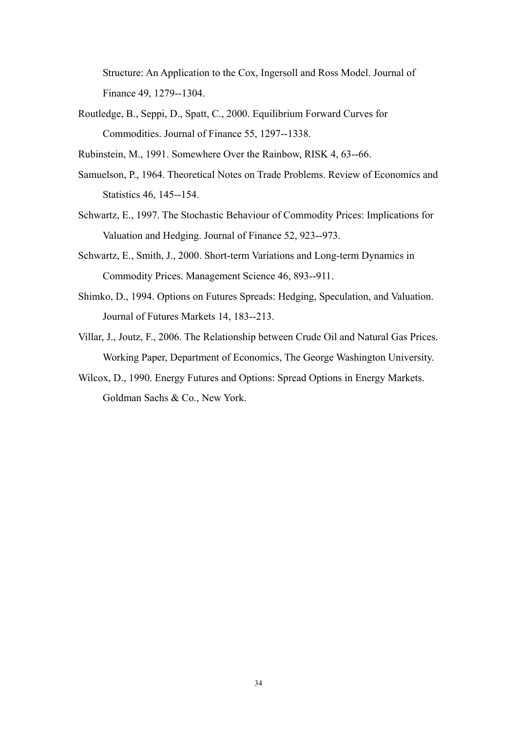Structure: An Application to the Cox, Ingersoll and Ross Model. Journal of Finance 49, 1279--1304.

Routledge, B., Seppi, D., Spatt, C., 2000. Equilibrium Forward Curves for Commodities. Journal of Finance 55, 1297--1338.

Rubinstein, M., 1991. Somewhere Over the Rainbow, RISK 4, 63--66.

Samuelson, P., 1964. Theoretical Notes on Trade Problems. Review of Economics and Statistics 46, 145--154.

Schwartz, E., 1997. The Stochastic Behaviour of Commodity Prices: Implications for Valuation and Hedging. Journal of Finance 52, 923--973.

Schwartz, E., Smith, J., 2000. Short-term Variations and Long-term Dynamics in Commodity Prices. Management Science 46, 893--911.

Shimko, D., 1994. Options on Futures Spreads: Hedging, Speculation, and Valuation. Journal of Futures Markets 14, 183--213.

Villar, J., Joutz, F., 2006. The Relationship between Crude Oil and Natural Gas Prices. Working Paper, Department of Economics, The George Washington University.

Wilcox, D., 1990. Energy Futures and Options: Spread Options in Energy Markets. Goldman Sachs & Co., New York.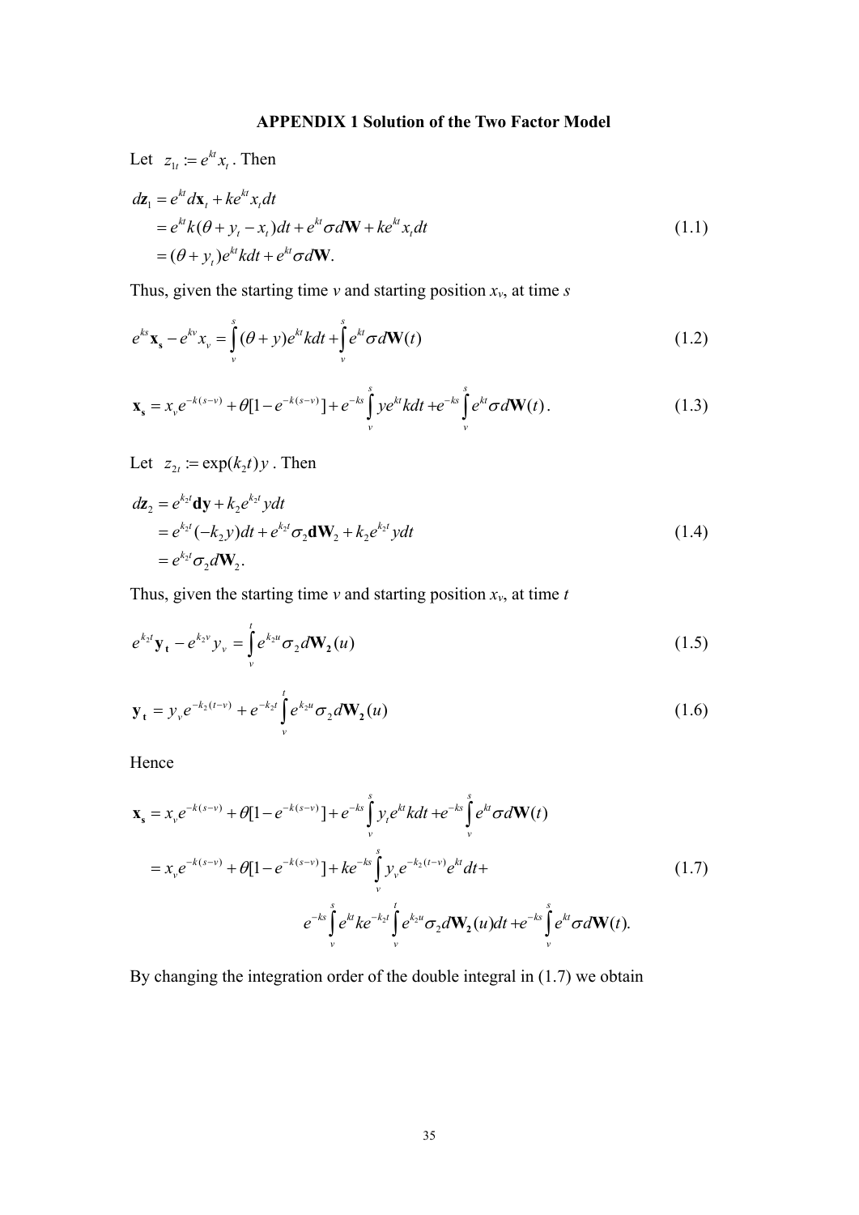## APPENDIX 1 Solution of the Two Factor Model

Let $z_{1t} := e^{kt}x_t$. Then

$$
\begin{aligned}
d\mathbf{z}_1 &= e^{kt}d\mathbf{x}_t + ke^{kt}x_t dt \\
&= e^{kt}k(\theta + y_t - x_t)dt + e^{kt}\sigma d\mathbf{W} + ke^{kt}x_t dt \\
&= (\theta + y_t)e^{kt}kdt + e^{kt}\sigma d\mathbf{W}.
\end{aligned}
\tag{1.1}
$$

Thus, given the starting time *v* and starting position $x_v$, at time *s*

$$
e^{ks}\mathbf{x_s} - e^{kv}x_v = \int_v^s (\theta + y)e^{kt}kdt + \int_v^s e^{kt}\sigma d\mathbf{W}(t) \tag{1.2}
$$

$$
\mathbf{x_s} = x_v e^{-k(s-v)} + \theta[1 - e^{-k(s-v)}] + e^{-ks}\int_v^s ye^{kt}kdt + e^{-ks}\int_v^s e^{kt}\sigma d\mathbf{W}(t). \tag{1.3}
$$

Let $z_{2t} := \exp(k_2 t)y$. Then

$$
\begin{aligned}
d\mathbf{z}_2 &= e^{k_2 t}\mathbf{dy} + k_2 e^{k_2 t}ydt \\
&= e^{k_2 t}(-k_2 y)dt + e^{k_2 t}\sigma_2 \mathbf{dW}_2 + k_2 e^{k_2 t}ydt \\
&= e^{k_2 t}\sigma_2 d\mathbf{W}_2.
\end{aligned}
\tag{1.4}
$$

Thus, given the starting time *v* and starting position $x_v$, at time *t*

$$
e^{k_2 t}\mathbf{y_t} - e^{k_2 v}y_v = \int_v^t e^{k_2 u}\sigma_2 d\mathbf{W_2}(u) \tag{1.5}
$$

$$
\mathbf{y_t} = y_v e^{-k_2(t-v)} + e^{-k_2 t}\int_v^t e^{k_2 u}\sigma_2 d\mathbf{W_2}(u) \tag{1.6}
$$

Hence

$$
\begin{aligned}
\mathbf{x_s} &= x_v e^{-k(s-v)} + \theta[1 - e^{-k(s-v)}] + e^{-ks}\int_v^s y_t e^{kt}kdt + e^{-ks}\int_v^s e^{kt}\sigma d\mathbf{W}(t) \\
&= x_v e^{-k(s-v)} + \theta[1 - e^{-k(s-v)}] + ke^{-ks}\int_v^s y_v e^{-k_2(t-v)}e^{kt}dt + \\
&\qquad e^{-ks}\int_v^s e^{kt}ke^{-k_2 t}\int_v^t e^{k_2 u}\sigma_2 d\mathbf{W_2}(u)dt + e^{-ks}\int_v^s e^{kt}\sigma d\mathbf{W}(t).
\end{aligned}
\tag{1.7}
$$

By changing the integration order of the double integral in (1.7) we obtain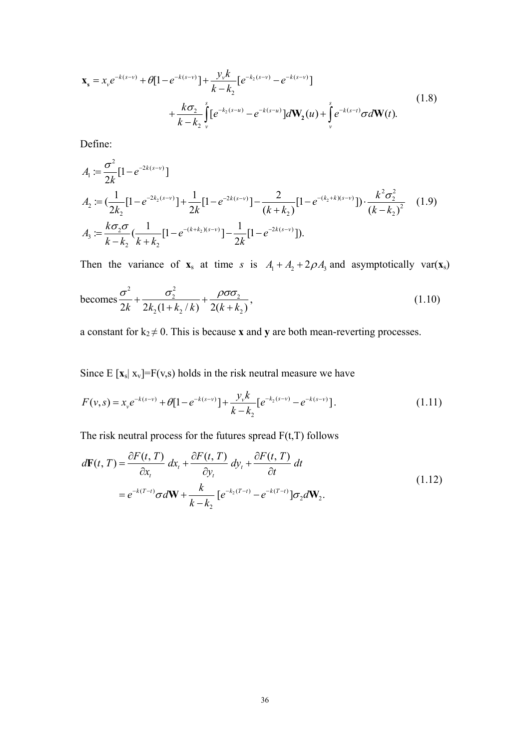$$\mathbf{x_s} = x_v e^{-k(s-v)} + \theta[1-e^{-k(s-v)}] + \frac{y_v k}{k-k_2}[e^{-k_2(s-v)} - e^{-k(s-v)}]$$
$$+ \frac{k\sigma_2}{k-k_2}\int_v^s [e^{-k_2(s-u)} - e^{-k(s-u)}]d\mathbf{W_2}(u) + \int_v^s e^{-k(s-t)}\sigma d\mathbf{W}(t). \tag{1.8}$$

Define:

$$A_1 := \frac{\sigma^2}{2k}[1-e^{-2k(s-v)}]$$
$$A_2 := \left(\frac{1}{2k_2}[1-e^{-2k_2(s-v)}] + \frac{1}{2k}[1-e^{-2k(s-v)}] - \frac{2}{(k+k_2)}[1-e^{-(k_2+k)(s-v)}]\right)\cdot\frac{k^2\sigma_2^2}{(k-k_2)^2} \tag{1.9}$$
$$A_3 := \frac{k\sigma_2\sigma}{k-k_2}\left(\frac{1}{k+k_2}[1-e^{-(k+k_2)(s-v)}] - \frac{1}{2k}[1-e^{-2k(s-v)}]\right).$$

Then the variance of $\mathbf{x}_s$ at time $s$ is $A_1 + A_2 + 2\rho A_3$ and asymptotically var($\mathbf{x}_s$) becomes

$$\frac{\sigma^2}{2k} + \frac{\sigma_2^2}{2k_2(1+k_2/k)} + \frac{\rho\sigma\sigma_2}{2(k+k_2)}, \tag{1.10}$$

a constant for $k_2 \neq 0$. This is because **x** and **y** are both mean-reverting processes.

Since E [$\mathbf{x}_s$| $x_v$]=F(v,s) holds in the risk neutral measure we have

$$F(v,s) = x_v e^{-k(s-v)} + \theta[1-e^{-k(s-v)}] + \frac{y_v k}{k-k_2}[e^{-k_2(s-v)} - e^{-k(s-v)}]. \tag{1.11}$$

The risk neutral process for the futures spread F(t,T) follows

$$d\mathbf{F}(t,T) = \frac{\partial F(t,T)}{\partial x_t}dx_t + \frac{\partial F(t,T)}{\partial y_t}dy_t + \frac{\partial F(t,T)}{\partial t}dt$$
$$= e^{-k(T-t)}\sigma d\mathbf{W} + \frac{k}{k-k_2}[e^{-k_2(T-t)} - e^{-k(T-t)}]\sigma_2 d\mathbf{W}_2. \tag{1.12}$$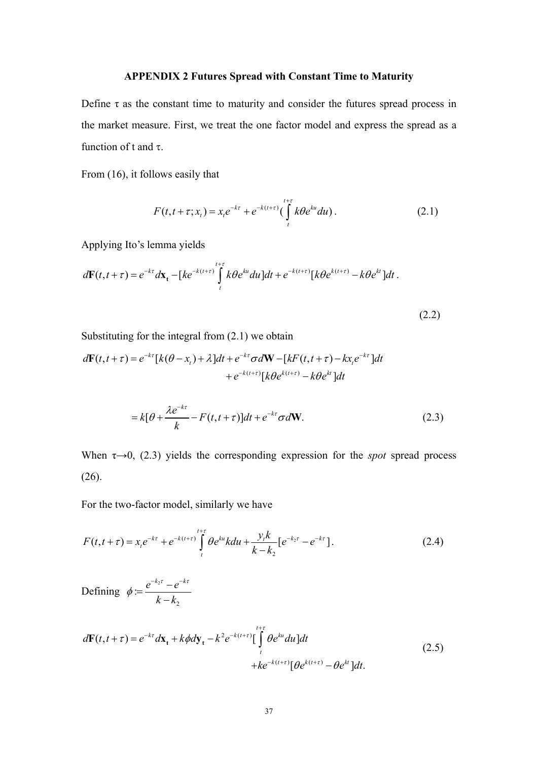### APPENDIX 2 Futures Spread with Constant Time to Maturity

Define τ as the constant time to maturity and consider the futures spread process in the market measure. First, we treat the one factor model and express the spread as a function of t and τ.

From (16), it follows easily that

$$F(t,t+\tau;x_t) = x_t e^{-k\tau} + e^{-k(t+\tau)}\left(\int_t^{t+\tau} k\theta e^{ku}du\right). \tag{2.1}$$

Applying Ito's lemma yields

$$d\mathbf{F}(t,t+\tau) = e^{-k\tau}d\mathbf{x_t} - [ke^{-k(t+\tau)}\int_t^{t+\tau} k\theta e^{ku}du]dt + e^{-k(t+\tau)}[k\theta e^{k(t+\tau)} - k\theta e^{kt}]dt. \tag{2.2}$$

Substituting for the integral from (2.1) we obtain

$$\begin{aligned} d\mathbf{F}(t,t+\tau) &= e^{-k\tau}[k(\theta - x_t) + \lambda]dt + e^{-k\tau}\sigma d\mathbf{W} - [kF(t,t+\tau) - kx_t e^{-k\tau}]dt \\ &\quad + e^{-k(t+\tau)}[k\theta e^{k(t+\tau)} - k\theta e^{kt}]dt \end{aligned}$$

$$= k[\theta + \frac{\lambda e^{-k\tau}}{k} - F(t,t+\tau)]dt + e^{-k\tau}\sigma d\mathbf{W}. \tag{2.3}$$

When τ→0, (2.3) yields the corresponding expression for the *spot* spread process (26).

For the two-factor model, similarly we have

$$F(t,t+\tau) = x_t e^{-k\tau} + e^{-k(t+\tau)}\int_t^{t+\tau}\theta e^{ku}kdu + \frac{y_t k}{k-k_2}[e^{-k_2\tau} - e^{-k\tau}]. \tag{2.4}$$

Defining $\phi := \dfrac{e^{-k_2\tau} - e^{-k\tau}}{k-k_2}$

$$\begin{aligned} d\mathbf{F}(t,t+\tau) &= e^{-k\tau}d\mathbf{x_t} + k\phi d\mathbf{y_t} - k^2 e^{-k(t+\tau)}[\int_t^{t+\tau}\theta e^{ku}du]dt \\ &\quad + ke^{-k(t+\tau)}[\theta e^{k(t+\tau)} - \theta e^{kt}]dt. \end{aligned} \tag{2.5}$$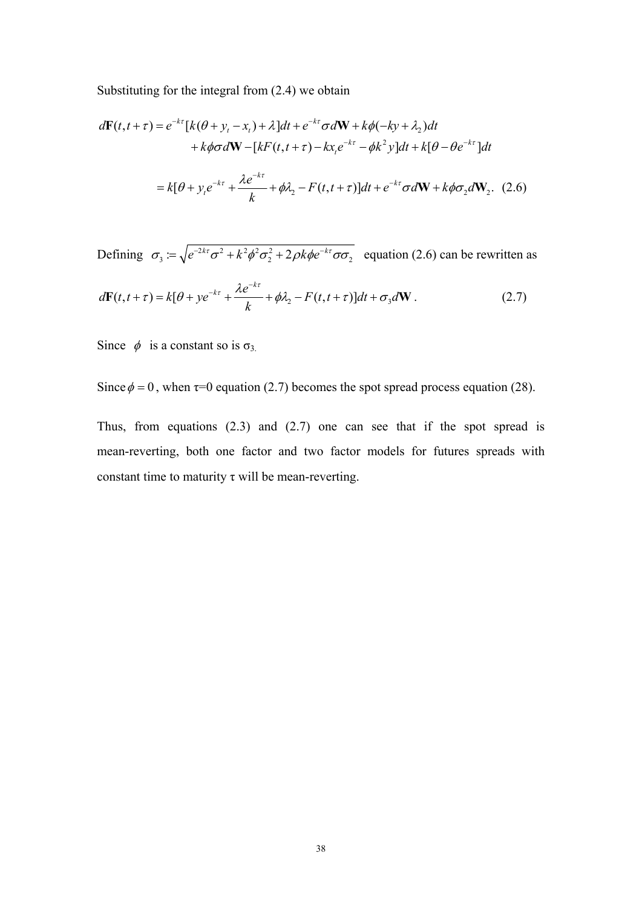Substituting for the integral from (2.4) we obtain

$$
\begin{aligned}
d\mathbf{F}(t,t+\tau) &= e^{-k\tau}[k(\theta + y_t - x_t) + \lambda]dt + e^{-k\tau}\sigma d\mathbf{W} + k\phi(-ky + \lambda_2)dt \\
&\quad + k\phi\sigma d\mathbf{W} - [kF(t,t+\tau) - kx_t e^{-k\tau} - \phi k^2 y]dt + k[\theta - \theta e^{-k\tau}]dt \\
&= k[\theta + y_t e^{-k\tau} + \frac{\lambda e^{-k\tau}}{k} + \phi\lambda_2 - F(t,t+\tau)]dt + e^{-k\tau}\sigma d\mathbf{W} + k\phi\sigma_2 d\mathbf{W}_2. \quad (2.6)
\end{aligned}
$$

Defining $\sigma_3 := \sqrt{e^{-2k\tau}\sigma^2 + k^2\phi^2\sigma_2^2 + 2\rho k\phi e^{-k\tau}\sigma\sigma_2}$ equation (2.6) can be rewritten as

$$
d\mathbf{F}(t,t+\tau) = k[\theta + ye^{-k\tau} + \frac{\lambda e^{-k\tau}}{k} + \phi\lambda_2 - F(t,t+\tau)]dt + \sigma_3 d\mathbf{W}. \quad (2.7)
$$

Since $\phi$ is a constant so is $\sigma_3$.

Since $\phi = 0$, when $\tau$=0 equation (2.7) becomes the spot spread process equation (28).

Thus, from equations (2.3) and (2.7) one can see that if the spot spread is mean-reverting, both one factor and two factor models for futures spreads with constant time to maturity $\tau$ will be mean-reverting.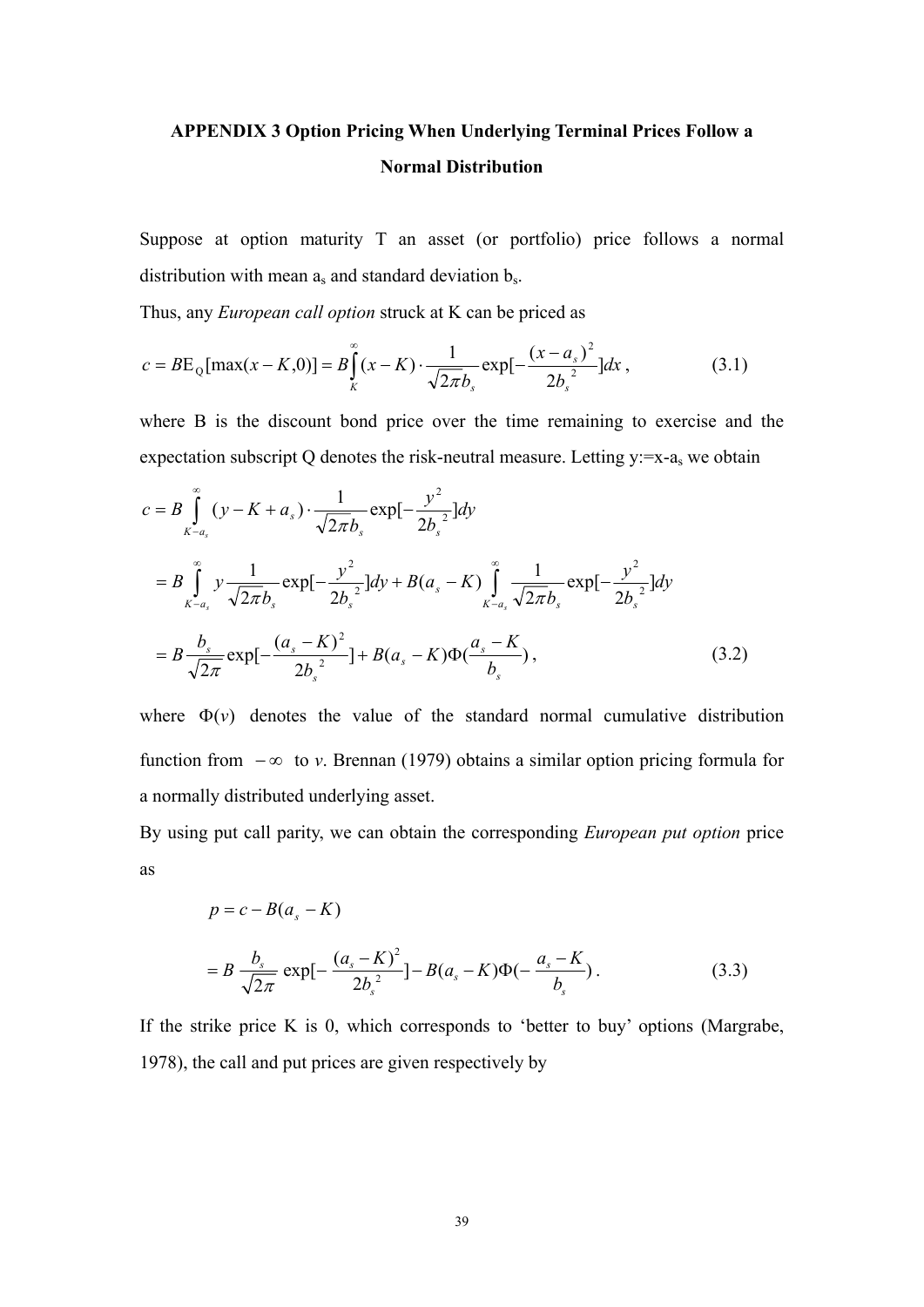**APPENDIX 3 Option Pricing When Underlying Terminal Prices Follow a Normal Distribution**

Suppose at option maturity T an asset (or portfolio) price follows a normal distribution with mean $a_s$ and standard deviation $b_s$.

Thus, any *European call option* struck at K can be priced as

$$c = B\mathrm{E}_{\mathrm{Q}}[\max(x-K,0)] = B\int_{K}^{\infty}(x-K)\cdot\frac{1}{\sqrt{2\pi}b_s}\exp[-\frac{(x-a_s)^2}{2b_s^{\ 2}}]dx\,, \tag{3.1}$$

where B is the discount bond price over the time remaining to exercise and the expectation subscript Q denotes the risk-neutral measure. Letting $y{:=}x{-}a_s$ we obtain

$$\begin{aligned}
c &= B\int_{K-a_s}^{\infty}(y-K+a_s)\cdot\frac{1}{\sqrt{2\pi}b_s}\exp[-\frac{y^2}{2b_s^{\ 2}}]dy \\
&= B\int_{K-a_s}^{\infty} y\frac{1}{\sqrt{2\pi}b_s}\exp[-\frac{y^2}{2b_s^{\ 2}}]dy + B(a_s-K)\int_{K-a_s}^{\infty}\frac{1}{\sqrt{2\pi}b_s}\exp[-\frac{y^2}{2b_s^{\ 2}}]dy \\
&= B\frac{b_s}{\sqrt{2\pi}}\exp[-\frac{(a_s-K)^2}{2b_s^{\ 2}}] + B(a_s-K)\Phi(\frac{a_s-K}{b_s})\,,
\end{aligned} \tag{3.2}$$

where $\Phi(v)$ denotes the value of the standard normal cumulative distribution function from $-\infty$ to *v*. Brennan (1979) obtains a similar option pricing formula for a normally distributed underlying asset.

By using put call parity, we can obtain the corresponding *European put option* price as

$$\begin{aligned}
p &= c - B(a_s-K) \\
&= B\frac{b_s}{\sqrt{2\pi}}\exp[-\frac{(a_s-K)^2}{2b_s^{\ 2}}] - B(a_s-K)\Phi(-\frac{a_s-K}{b_s})\,.
\end{aligned} \tag{3.3}$$

If the strike price K is 0, which corresponds to ‘better to buy’ options (Margrabe, 1978), the call and put prices are given respectively by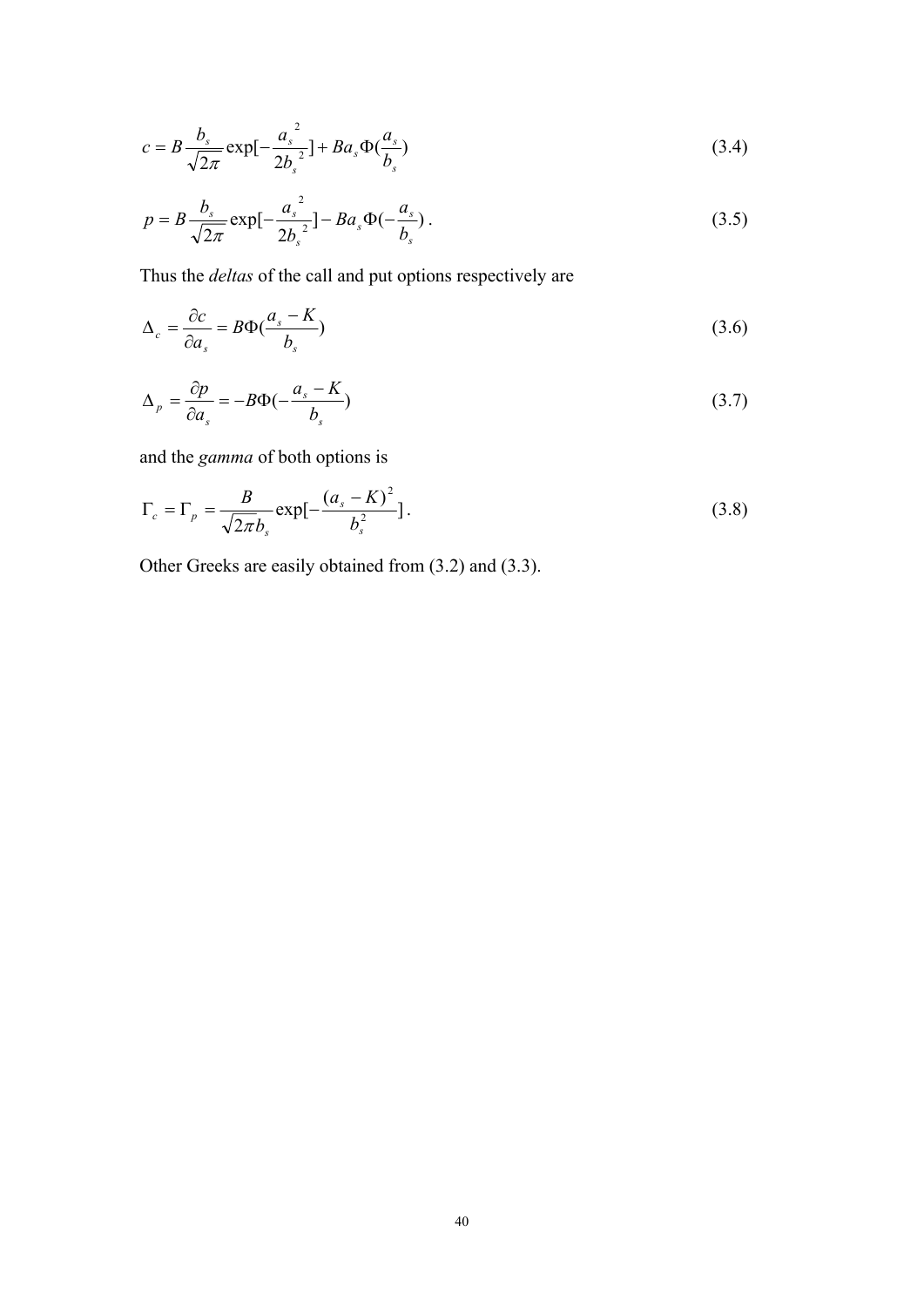$$c = B\frac{b_s}{\sqrt{2\pi}}\exp[-\frac{a_s^{\ 2}}{2b_s^{\ 2}}] + Ba_s\Phi(\frac{a_s}{b_s}) \tag{3.4}$$

$$p = B\frac{b_s}{\sqrt{2\pi}}\exp[-\frac{a_s^{\ 2}}{2b_s^{\ 2}}] - Ba_s\Phi(-\frac{a_s}{b_s})\,. \tag{3.5}$$

Thus the *deltas* of the call and put options respectively are

$$\Delta_c = \frac{\partial c}{\partial a_s} = B\Phi(\frac{a_s - K}{b_s}) \tag{3.6}$$

$$\Delta_p = \frac{\partial p}{\partial a_s} = -B\Phi(-\frac{a_s - K}{b_s}) \tag{3.7}$$

and the *gamma* of both options is

$$\Gamma_c = \Gamma_p = \frac{B}{\sqrt{2\pi}b_s}\exp[-\frac{(a_s - K)^2}{b_s^2}]\,. \tag{3.8}$$

Other Greeks are easily obtained from (3.2) and (3.3).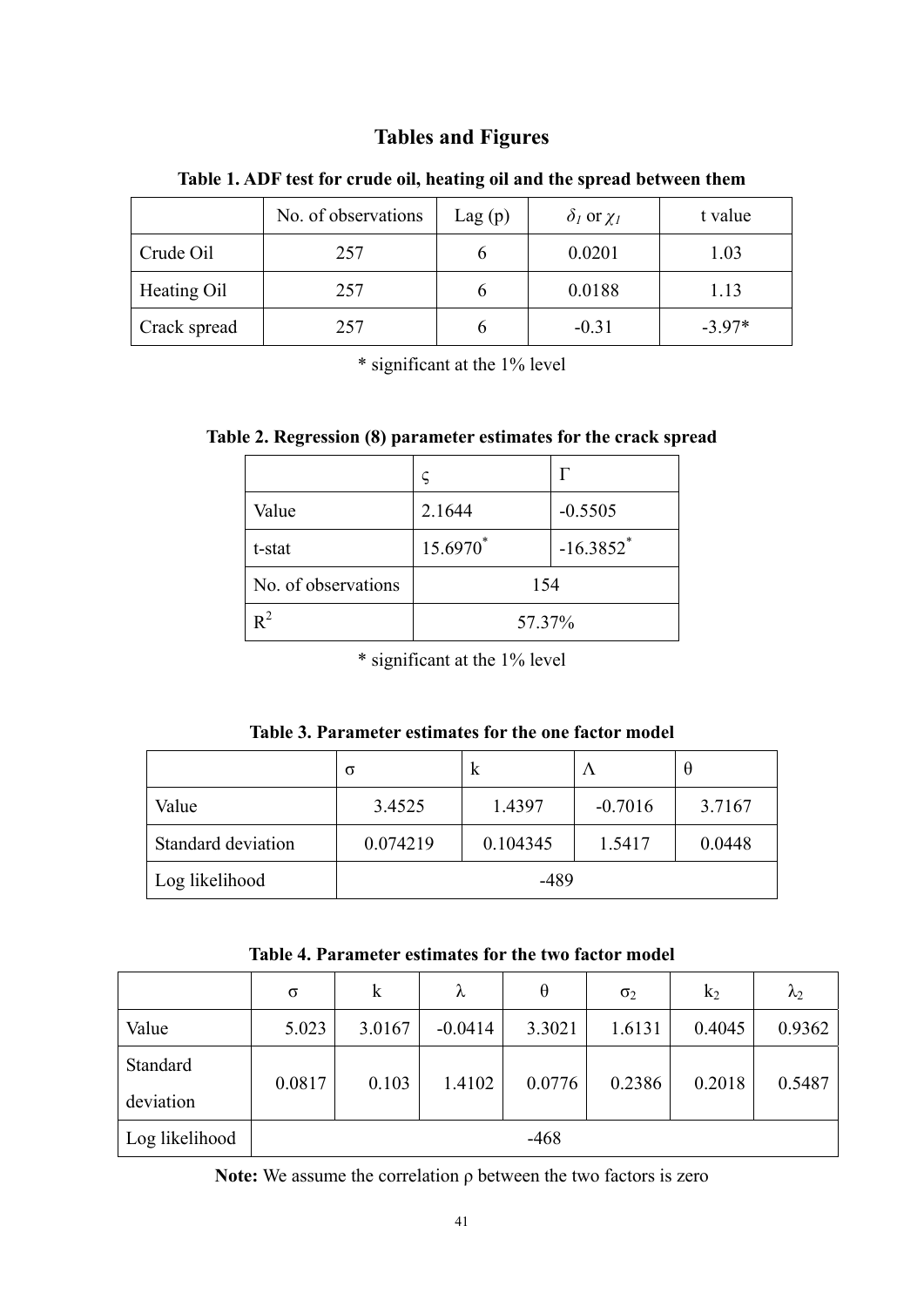# Tables and Figures

**Table 1. ADF test for crude oil, heating oil and the spread between them**

| | No. of observations | Lag (p) | $\delta_1$ or $\chi_1$ | t value |
|---|---|---|---|---|
| Crude Oil | 257 | 6 | 0.0201 | 1.03 |
| Heating Oil | 257 | 6 | 0.0188 | 1.13 |
| Crack spread | 257 | 6 | -0.31 | -3.97* |

\* significant at the 1% level

**Table 2. Regression (8) parameter estimates for the crack spread**

| | $\varsigma$ | $\Gamma$ |
|---|---|---|
| Value | 2.1644 | -0.5505 |
| t-stat | 15.6970* | -16.3852* |
| No. of observations | 154 | |
| $R^2$ | 57.37% | |

\* significant at the 1% level

**Table 3. Parameter estimates for the one factor model**

| | $\sigma$ | k | $\Lambda$ | $\theta$ |
|---|---|---|---|---|
| Value | 3.4525 | 1.4397 | -0.7016 | 3.7167 |
| Standard deviation | 0.074219 | 0.104345 | 1.5417 | 0.0448 |
| Log likelihood | -489 | | | |

**Table 4. Parameter estimates for the two factor model**

| | $\sigma$ | k | $\lambda$ | $\theta$ | $\sigma_2$ | $k_2$ | $\lambda_2$ |
|---|---|---|---|---|---|---|---|
| Value | 5.023 | 3.0167 | -0.0414 | 3.3021 | 1.6131 | 0.4045 | 0.9362 |
| Standard deviation | 0.0817 | 0.103 | 1.4102 | 0.0776 | 0.2386 | 0.2018 | 0.5487 |
| Log likelihood | -468 | | | | | | |

**Note:** We assume the correlation $\rho$ between the two factors is zero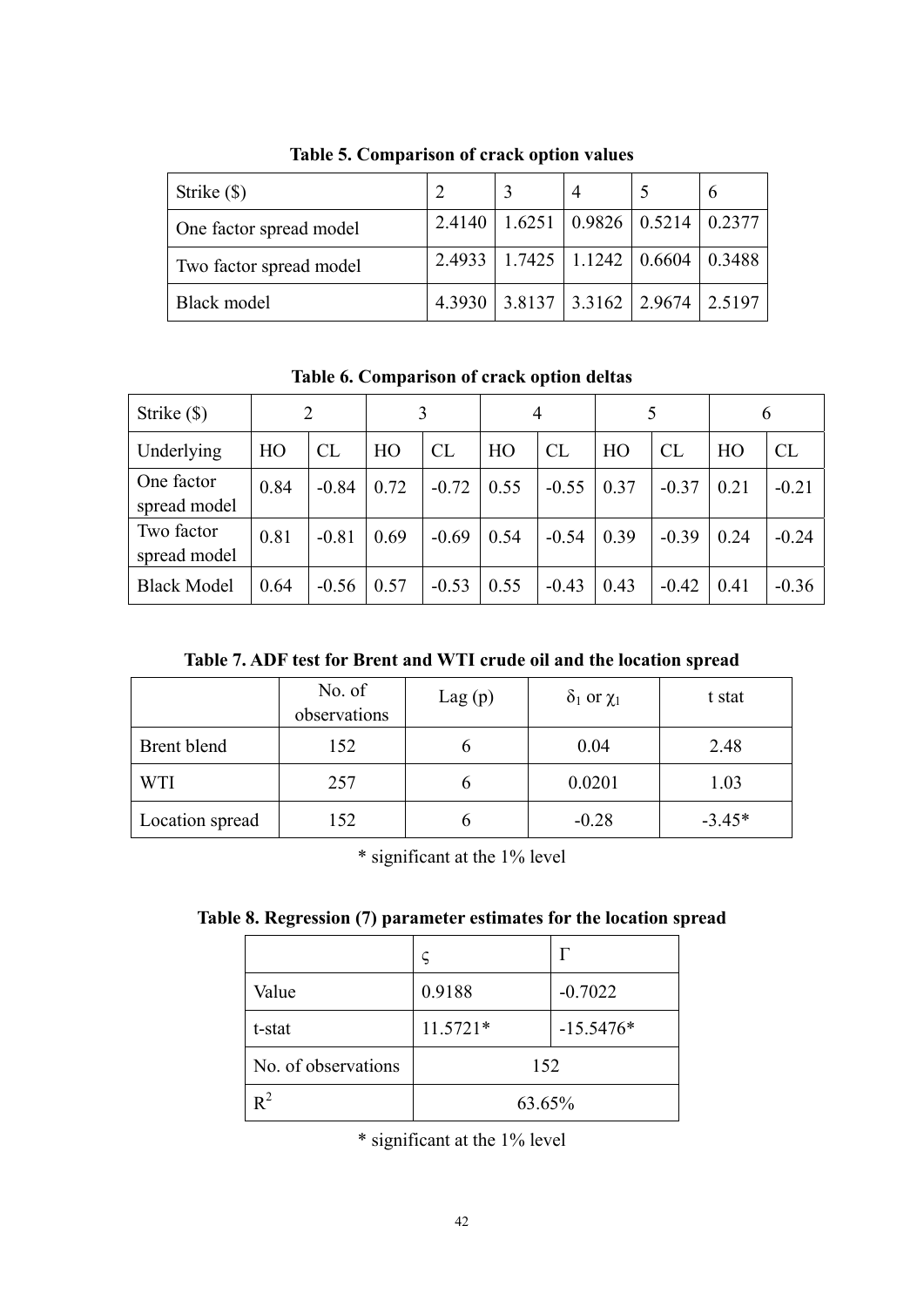**Table 5. Comparison of crack option values**

| Strike ($) | 2 | 3 | 4 | 5 | 6 |
|---|---|---|---|---|---|
| One factor spread model | 2.4140 | 1.6251 | 0.9826 | 0.5214 | 0.2377 |
| Two factor spread model | 2.4933 | 1.7425 | 1.1242 | 0.6604 | 0.3488 |
| Black model | 4.3930 | 3.8137 | 3.3162 | 2.9674 | 2.5197 |

**Table 6. Comparison of crack option deltas**

| Strike ($) | 2 | | 3 | | 4 | | 5 | | 6 | |
|---|---|---|---|---|---|---|---|---|---|---|
| Underlying | HO | CL | HO | CL | HO | CL | HO | CL | HO | CL |
| One factor spread model | 0.84 | -0.84 | 0.72 | -0.72 | 0.55 | -0.55 | 0.37 | -0.37 | 0.21 | -0.21 |
| Two factor spread model | 0.81 | -0.81 | 0.69 | -0.69 | 0.54 | -0.54 | 0.39 | -0.39 | 0.24 | -0.24 |
| Black Model | 0.64 | -0.56 | 0.57 | -0.53 | 0.55 | -0.43 | 0.43 | -0.42 | 0.41 | -0.36 |

**Table 7. ADF test for Brent and WTI crude oil and the location spread**

| | No. of observations | Lag (p) | $\delta_1$ or $\chi_1$ | t stat |
|---|---|---|---|---|
| Brent blend | 152 | 6 | 0.04 | 2.48 |
| WTI | 257 | 6 | 0.0201 | 1.03 |
| Location spread | 152 | 6 | -0.28 | -3.45* |

\* significant at the 1% level

**Table 8. Regression (7) parameter estimates for the location spread**

| | $\varsigma$ | $\Gamma$ |
|---|---|---|
| Value | 0.9188 | -0.7022 |
| t-stat | 11.5721* | -15.5476* |
| No. of observations | 152 | |
| $R^2$ | 63.65% | |

\* significant at the 1% level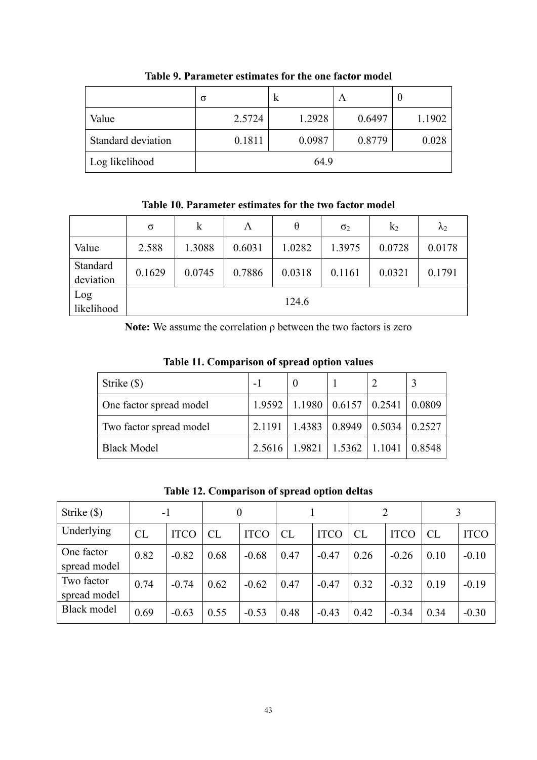**Table 9. Parameter estimates for the one factor model**

| | $\sigma$ | k | $\Lambda$ | $\theta$ |
|---|---|---|---|---|
| Value | 2.5724 | 1.2928 | 0.6497 | 1.1902 |
| Standard deviation | 0.1811 | 0.0987 | 0.8779 | 0.028 |
| Log likelihood | 64.9 | | | |

**Table 10. Parameter estimates for the two factor model**

| | $\sigma$ | k | $\Lambda$ | $\theta$ | $\sigma_2$ | $k_2$ | $\lambda_2$ |
|---|---|---|---|---|---|---|---|
| Value | 2.588 | 1.3088 | 0.6031 | 1.0282 | 1.3975 | 0.0728 | 0.0178 |
| Standard deviation | 0.1629 | 0.0745 | 0.7886 | 0.0318 | 0.1161 | 0.0321 | 0.1791 |
| Log likelihood | 124.6 | | | | | | |

**Note:** We assume the correlation $\rho$ between the two factors is zero

**Table 11. Comparison of spread option values**

| Strike ($) | -1 | 0 | 1 | 2 | 3 |
|---|---|---|---|---|---|
| One factor spread model | 1.9592 | 1.1980 | 0.6157 | 0.2541 | 0.0809 |
| Two factor spread model | 2.1191 | 1.4383 | 0.8949 | 0.5034 | 0.2527 |
| Black Model | 2.5616 | 1.9821 | 1.5362 | 1.1041 | 0.8548 |

**Table 12. Comparison of spread option deltas**

| Strike ($) | -1 | | 0 | | 1 | | 2 | | 3 | |
|---|---|---|---|---|---|---|---|---|---|---|
| Underlying | CL | ITCO | CL | ITCO | CL | ITCO | CL | ITCO | CL | ITCO |
| One factor spread model | 0.82 | -0.82 | 0.68 | -0.68 | 0.47 | -0.47 | 0.26 | -0.26 | 0.10 | -0.10 |
| Two factor spread model | 0.74 | -0.74 | 0.62 | -0.62 | 0.47 | -0.47 | 0.32 | -0.32 | 0.19 | -0.19 |
| Black model | 0.69 | -0.63 | 0.55 | -0.53 | 0.48 | -0.43 | 0.42 | -0.34 | 0.34 | -0.30 |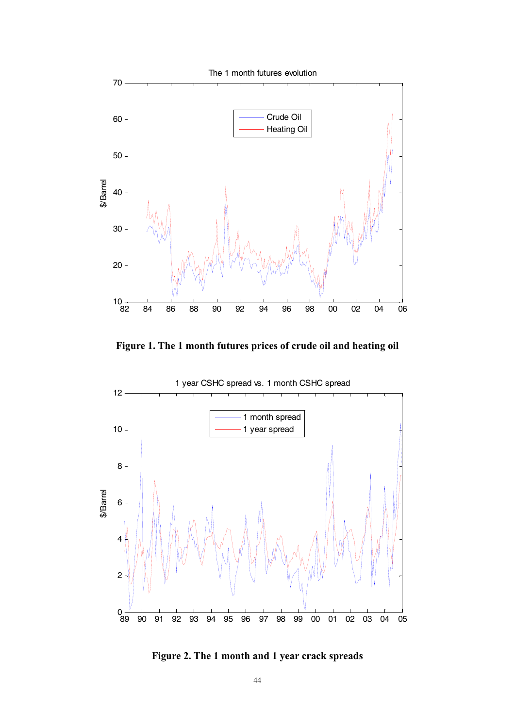**Figure 1. The 1 month futures prices of crude oil and heating oil**

**Figure 2. The 1 month and 1 year crack spreads**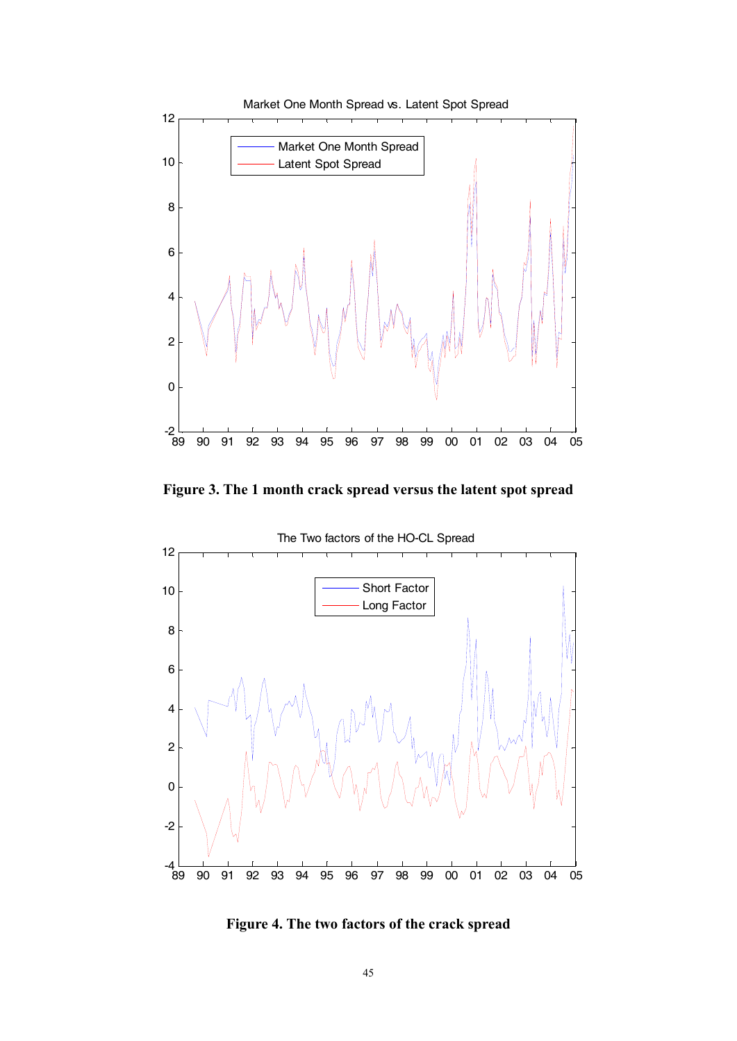**Figure 3. The 1 month crack spread versus the latent spot spread**

**Figure 4. The two factors of the crack spread**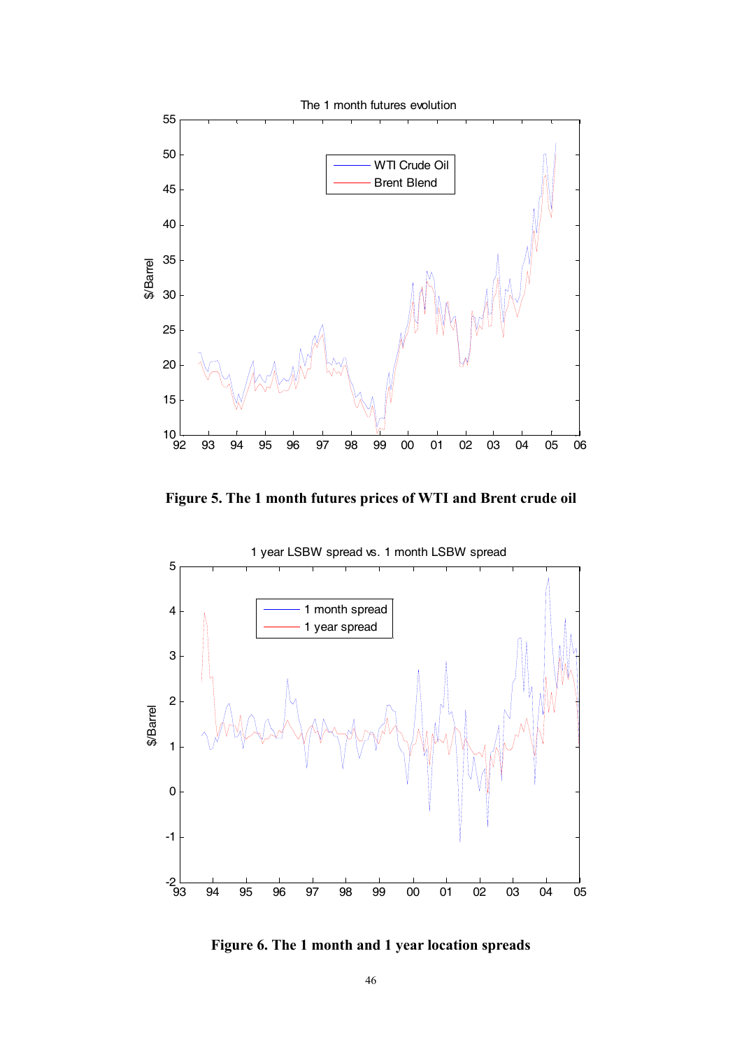**Figure 5. The 1 month futures prices of WTI and Brent crude oil**

**Figure 6. The 1 month and 1 year location spreads**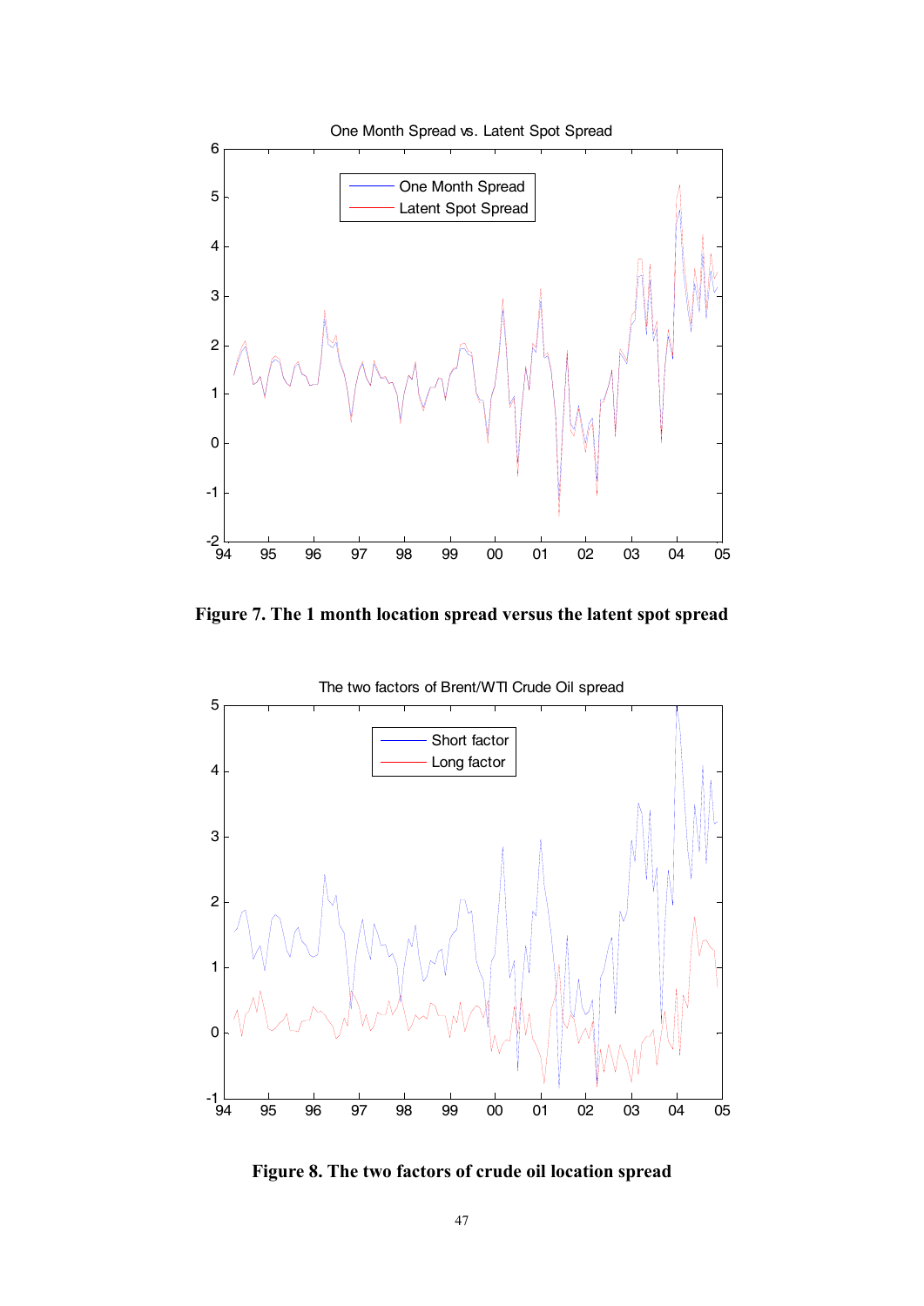One Month Spread vs. Latent Spot Spread

One Month Spread
Latent Spot Spread

6
5
4
3
2
1
0
-1
-2

94 95 96 97 98 99 00 01 02 03 04 05

**Figure 7. The 1 month location spread versus the latent spot spread**

The two factors of Brent/WTI Crude Oil spread

Short factor
Long factor

5
4
3
2
1
0
-1

94 95 96 97 98 99 00 01 02 03 04 05

**Figure 8. The two factors of crude oil location spread**